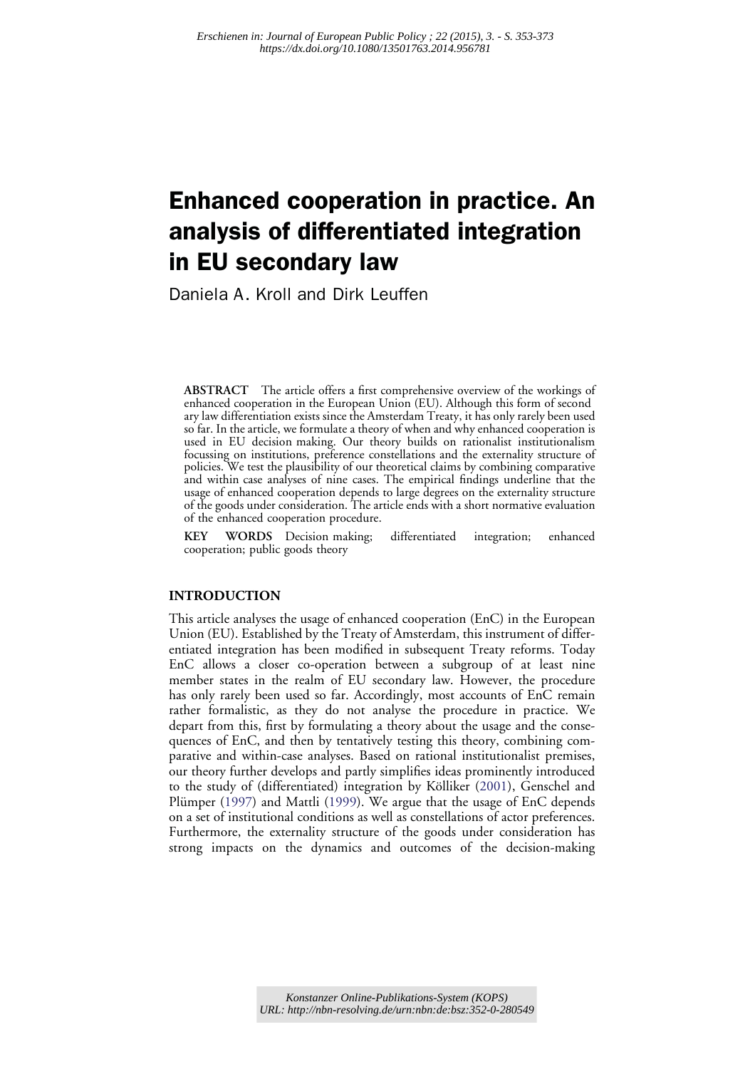*Erschienen in: Journal of European Public Policy ; 22 (2015), 3. - S. 353-373*
*https://dx.doi.org/10.1080/13501763.2014.956781*

# Enhanced cooperation in practice. An analysis of differentiated integration in EU secondary law

Daniela A. Kroll and Dirk Leuffen

**ABSTRACT** The article offers a first comprehensive overview of the workings of enhanced cooperation in the European Union (EU). Although this form of secondary law differentiation exists since the Amsterdam Treaty, it has only rarely been used so far. In the article, we formulate a theory of when and why enhanced cooperation is used in EU decision making. Our theory builds on rationalist institutionalism focussing on institutions, preference constellations and the externality structure of policies. We test the plausibility of our theoretical claims by combining comparative and within case analyses of nine cases. The empirical findings underline that the usage of enhanced cooperation depends to large degrees on the externality structure of the goods under consideration. The article ends with a short normative evaluation of the enhanced cooperation procedure.

**KEY WORDS** Decision making; differentiated integration; enhanced cooperation; public goods theory

## INTRODUCTION

This article analyses the usage of enhanced cooperation (EnC) in the European Union (EU). Established by the Treaty of Amsterdam, this instrument of differentiated integration has been modified in subsequent Treaty reforms. Today EnC allows a closer co-operation between a subgroup of at least nine member states in the realm of EU secondary law. However, the procedure has only rarely been used so far. Accordingly, most accounts of EnC remain rather formalistic, as they do not analyse the procedure in practice. We depart from this, first by formulating a theory about the usage and the consequences of EnC, and then by tentatively testing this theory, combining comparative and within-case analyses. Based on rational institutionalist premises, our theory further develops and partly simplifies ideas prominently introduced to the study of (differentiated) integration by Kölliker (2001), Genschel and Plümper (1997) and Mattli (1999). We argue that the usage of EnC depends on a set of institutional conditions as well as constellations of actor preferences. Furthermore, the externality structure of the goods under consideration has strong impacts on the dynamics and outcomes of the decision-making

Konstanzer Online-Publikations-System (KOPS)
URL: http://nbn-resolving.de/urn:nbn:de:bsz:352-0-280549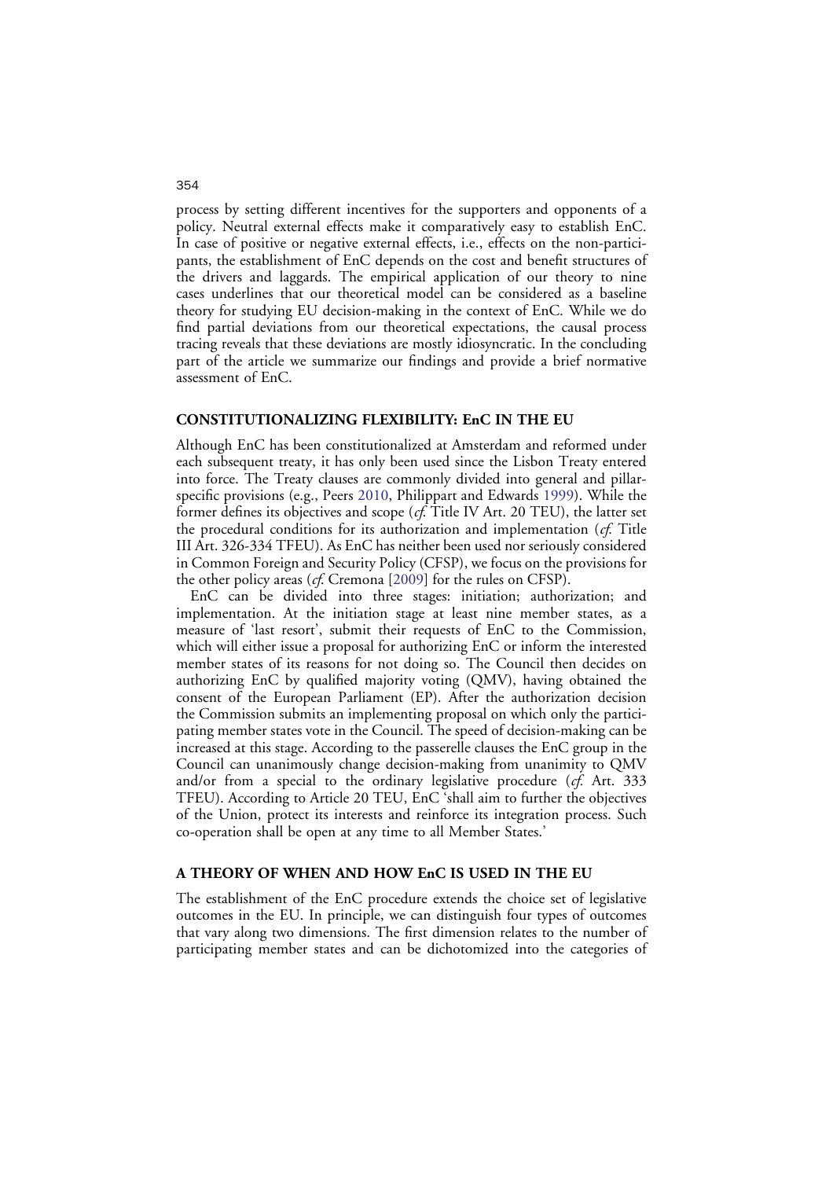process by setting different incentives for the supporters and opponents of a policy. Neutral external effects make it comparatively easy to establish EnC. In case of positive or negative external effects, i.e., effects on the non-participants, the establishment of EnC depends on the cost and benefit structures of the drivers and laggards. The empirical application of our theory to nine cases underlines that our theoretical model can be considered as a baseline theory for studying EU decision-making in the context of EnC. While we do find partial deviations from our theoretical expectations, the causal process tracing reveals that these deviations are mostly idiosyncratic. In the concluding part of the article we summarize our findings and provide a brief normative assessment of EnC.

## CONSTITUTIONALIZING FLEXIBILITY: EnC IN THE EU

Although EnC has been constitutionalized at Amsterdam and reformed under each subsequent treaty, it has only been used since the Lisbon Treaty entered into force. The Treaty clauses are commonly divided into general and pillar-specific provisions (e.g., Peers 2010, Philippart and Edwards 1999). While the former defines its objectives and scope (*cf.* Title IV Art. 20 TEU), the latter set the procedural conditions for its authorization and implementation (*cf.* Title III Art. 326-334 TFEU). As EnC has neither been used nor seriously considered in Common Foreign and Security Policy (CFSP), we focus on the provisions for the other policy areas (*cf.* Cremona [2009] for the rules on CFSP).

EnC can be divided into three stages: initiation; authorization; and implementation. At the initiation stage at least nine member states, as a measure of 'last resort', submit their requests of EnC to the Commission, which will either issue a proposal for authorizing EnC or inform the interested member states of its reasons for not doing so. The Council then decides on authorizing EnC by qualified majority voting (QMV), having obtained the consent of the European Parliament (EP). After the authorization decision the Commission submits an implementing proposal on which only the participating member states vote in the Council. The speed of decision-making can be increased at this stage. According to the passerelle clauses the EnC group in the Council can unanimously change decision-making from unanimity to QMV and/or from a special to the ordinary legislative procedure (*cf.* Art. 333 TFEU). According to Article 20 TEU, EnC 'shall aim to further the objectives of the Union, protect its interests and reinforce its integration process. Such co-operation shall be open at any time to all Member States.'

## A THEORY OF WHEN AND HOW EnC IS USED IN THE EU

The establishment of the EnC procedure extends the choice set of legislative outcomes in the EU. In principle, we can distinguish four types of outcomes that vary along two dimensions. The first dimension relates to the number of participating member states and can be dichotomized into the categories of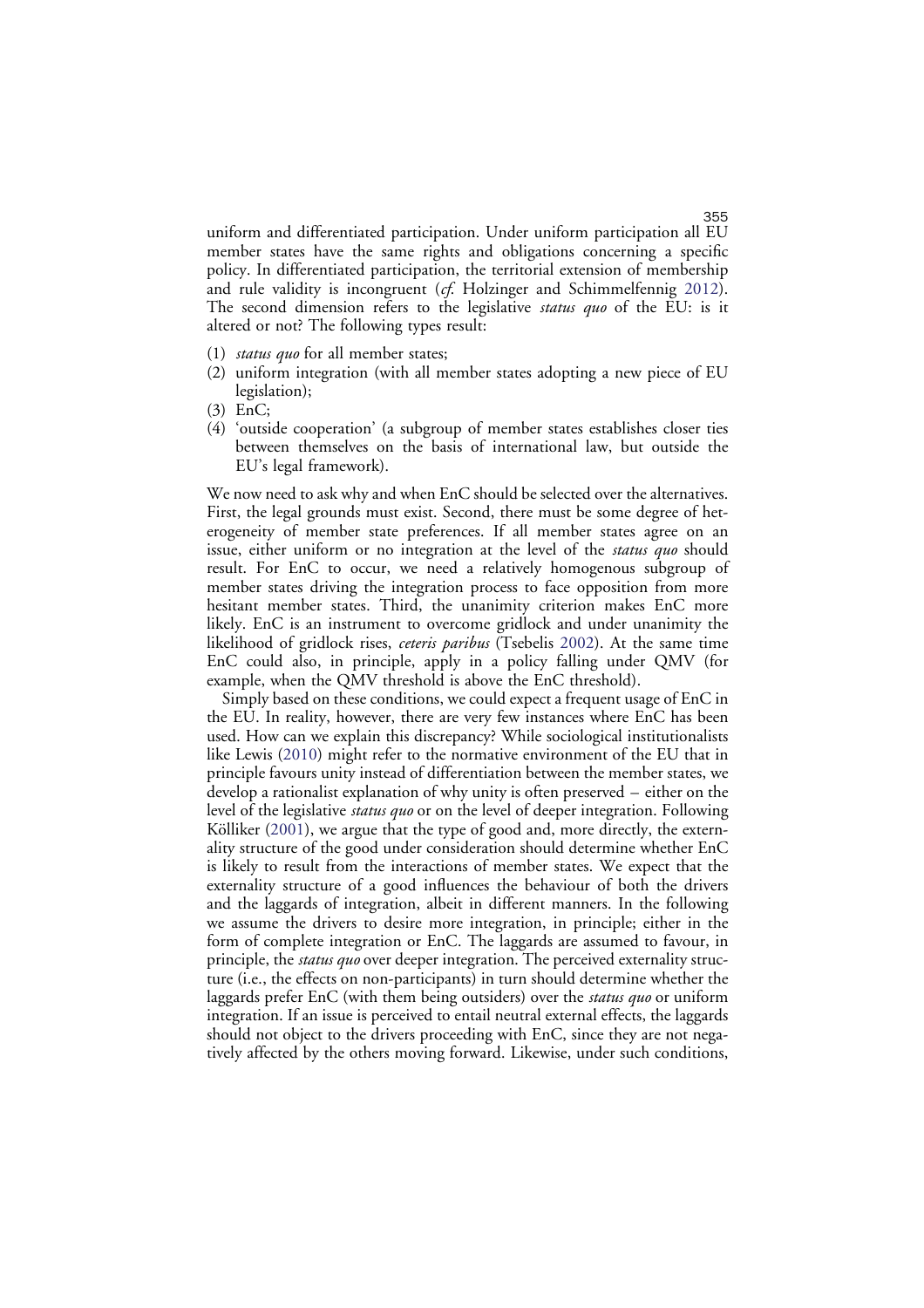uniform and differentiated participation. Under uniform participation all EU member states have the same rights and obligations concerning a specific policy. In differentiated participation, the territorial extension of membership and rule validity is incongruent (*cf.* Holzinger and Schimmelfennig 2012). The second dimension refers to the legislative *status quo* of the EU: is it altered or not? The following types result:

(1) *status quo* for all member states;
(2) uniform integration (with all member states adopting a new piece of EU legislation);
(3) EnC;
(4) 'outside cooperation' (a subgroup of member states establishes closer ties between themselves on the basis of international law, but outside the EU's legal framework).

We now need to ask why and when EnC should be selected over the alternatives. First, the legal grounds must exist. Second, there must be some degree of heterogeneity of member state preferences. If all member states agree on an issue, either uniform or no integration at the level of the *status quo* should result. For EnC to occur, we need a relatively homogenous subgroup of member states driving the integration process to face opposition from more hesitant member states. Third, the unanimity criterion makes EnC more likely. EnC is an instrument to overcome gridlock and under unanimity the likelihood of gridlock rises, *ceteris paribus* (Tsebelis 2002). At the same time EnC could also, in principle, apply in a policy falling under QMV (for example, when the QMV threshold is above the EnC threshold).

Simply based on these conditions, we could expect a frequent usage of EnC in the EU. In reality, however, there are very few instances where EnC has been used. How can we explain this discrepancy? While sociological institutionalists like Lewis (2010) might refer to the normative environment of the EU that in principle favours unity instead of differentiation between the member states, we develop a rationalist explanation of why unity is often preserved – either on the level of the legislative *status quo* or on the level of deeper integration. Following Kölliker (2001), we argue that the type of good and, more directly, the externality structure of the good under consideration should determine whether EnC is likely to result from the interactions of member states. We expect that the externality structure of a good influences the behaviour of both the drivers and the laggards of integration, albeit in different manners. In the following we assume the drivers to desire more integration, in principle; either in the form of complete integration or EnC. The laggards are assumed to favour, in principle, the *status quo* over deeper integration. The perceived externality structure (i.e., the effects on non-participants) in turn should determine whether the laggards prefer EnC (with them being outsiders) over the *status quo* or uniform integration. If an issue is perceived to entail neutral external effects, the laggards should not object to the drivers proceeding with EnC, since they are not negatively affected by the others moving forward. Likewise, under such conditions,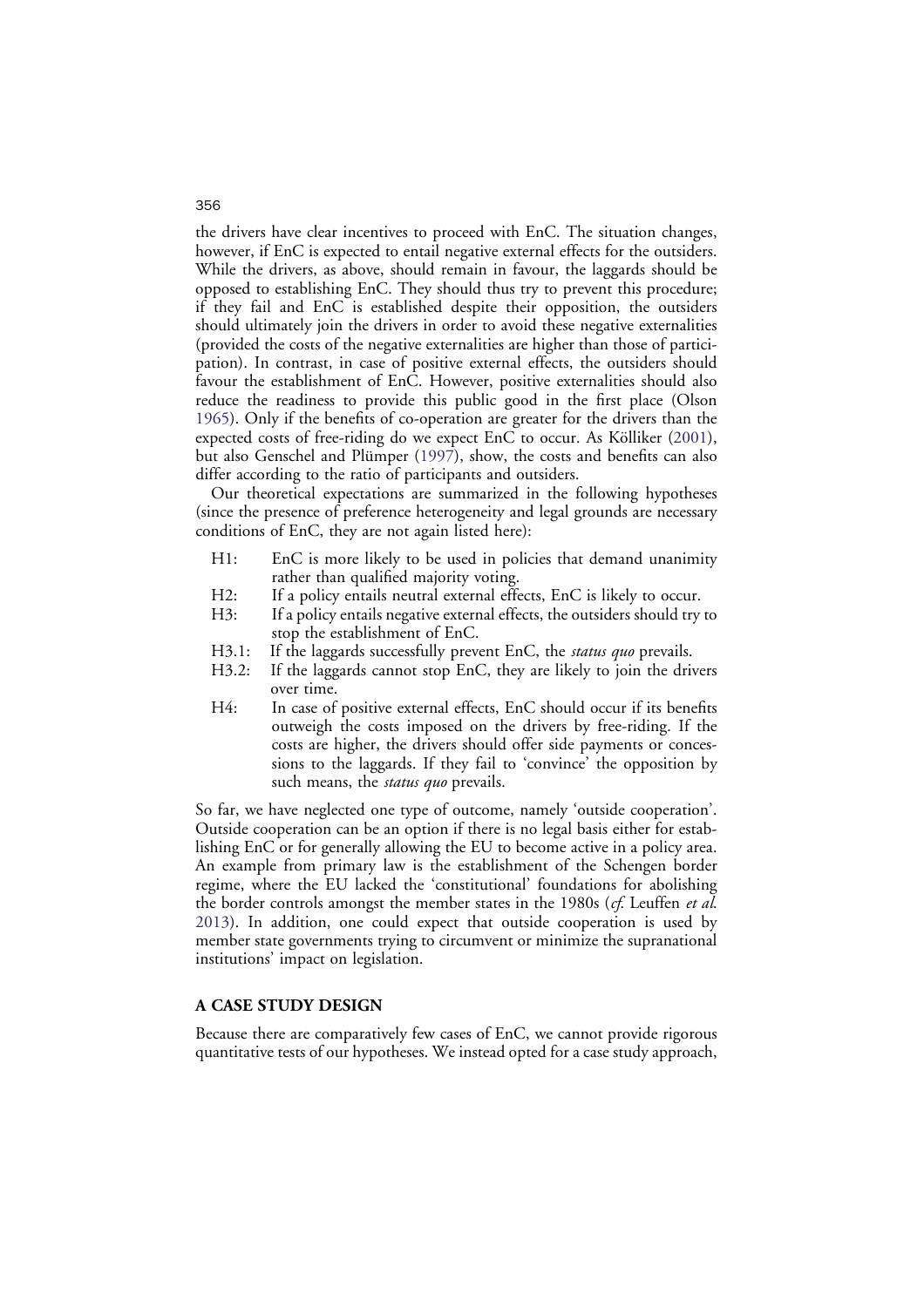the drivers have clear incentives to proceed with EnC. The situation changes, however, if EnC is expected to entail negative external effects for the outsiders. While the drivers, as above, should remain in favour, the laggards should be opposed to establishing EnC. They should thus try to prevent this procedure; if they fail and EnC is established despite their opposition, the outsiders should ultimately join the drivers in order to avoid these negative externalities (provided the costs of the negative externalities are higher than those of participation). In contrast, in case of positive external effects, the outsiders should favour the establishment of EnC. However, positive externalities should also reduce the readiness to provide this public good in the first place (Olson 1965). Only if the benefits of co-operation are greater for the drivers than the expected costs of free-riding do we expect EnC to occur. As Kölliker (2001), but also Genschel and Plümper (1997), show, the costs and benefits can also differ according to the ratio of participants and outsiders.

Our theoretical expectations are summarized in the following hypotheses (since the presence of preference heterogeneity and legal grounds are necessary conditions of EnC, they are not again listed here):

- H1: EnC is more likely to be used in policies that demand unanimity rather than qualified majority voting.
- H2: If a policy entails neutral external effects, EnC is likely to occur.
- H3: If a policy entails negative external effects, the outsiders should try to stop the establishment of EnC.
- H3.1: If the laggards successfully prevent EnC, the *status quo* prevails.
- H3.2: If the laggards cannot stop EnC, they are likely to join the drivers over time.
- H4: In case of positive external effects, EnC should occur if its benefits outweigh the costs imposed on the drivers by free-riding. If the costs are higher, the drivers should offer side payments or concessions to the laggards. If they fail to 'convince' the opposition by such means, the *status quo* prevails.

So far, we have neglected one type of outcome, namely 'outside cooperation'. Outside cooperation can be an option if there is no legal basis either for establishing EnC or for generally allowing the EU to become active in a policy area. An example from primary law is the establishment of the Schengen border regime, where the EU lacked the 'constitutional' foundations for abolishing the border controls amongst the member states in the 1980s (*cf.* Leuffen *et al.* 2013). In addition, one could expect that outside cooperation is used by member state governments trying to circumvent or minimize the supranational institutions' impact on legislation.

## A CASE STUDY DESIGN

Because there are comparatively few cases of EnC, we cannot provide rigorous quantitative tests of our hypotheses. We instead opted for a case study approach,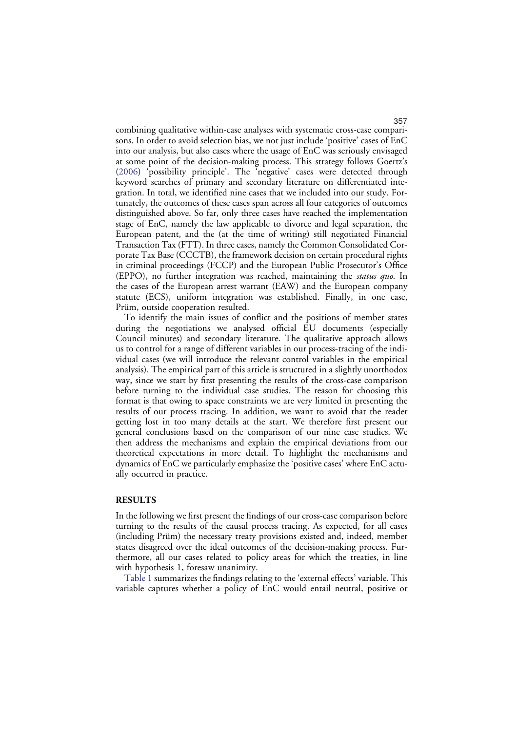combining qualitative within-case analyses with systematic cross-case comparisons. In order to avoid selection bias, we not just include 'positive' cases of EnC into our analysis, but also cases where the usage of EnC was seriously envisaged at some point of the decision-making process. This strategy follows Goertz's (2006) 'possibility principle'. The 'negative' cases were detected through keyword searches of primary and secondary literature on differentiated integration. In total, we identified nine cases that we included into our study. Fortunately, the outcomes of these cases span across all four categories of outcomes distinguished above. So far, only three cases have reached the implementation stage of EnC, namely the law applicable to divorce and legal separation, the European patent, and the (at the time of writing) still negotiated Financial Transaction Tax (FTT). In three cases, namely the Common Consolidated Corporate Tax Base (CCCTB), the framework decision on certain procedural rights in criminal proceedings (FCCP) and the European Public Prosecutor's Office (EPPO), no further integration was reached, maintaining the *status quo*. In the cases of the European arrest warrant (EAW) and the European company statute (ECS), uniform integration was established. Finally, in one case, Prüm, outside cooperation resulted.

To identify the main issues of conflict and the positions of member states during the negotiations we analysed official EU documents (especially Council minutes) and secondary literature. The qualitative approach allows us to control for a range of different variables in our process-tracing of the individual cases (we will introduce the relevant control variables in the empirical analysis). The empirical part of this article is structured in a slightly unorthodox way, since we start by first presenting the results of the cross-case comparison before turning to the individual case studies. The reason for choosing this format is that owing to space constraints we are very limited in presenting the results of our process tracing. In addition, we want to avoid that the reader getting lost in too many details at the start. We therefore first present our general conclusions based on the comparison of our nine case studies. We then address the mechanisms and explain the empirical deviations from our theoretical expectations in more detail. To highlight the mechanisms and dynamics of EnC we particularly emphasize the 'positive cases' where EnC actually occurred in practice.

## RESULTS

In the following we first present the findings of our cross-case comparison before turning to the results of the causal process tracing. As expected, for all cases (including Prüm) the necessary treaty provisions existed and, indeed, member states disagreed over the ideal outcomes of the decision-making process. Furthermore, all our cases related to policy areas for which the treaties, in line with hypothesis 1, foresaw unanimity.

Table 1 summarizes the findings relating to the 'external effects' variable. This variable captures whether a policy of EnC would entail neutral, positive or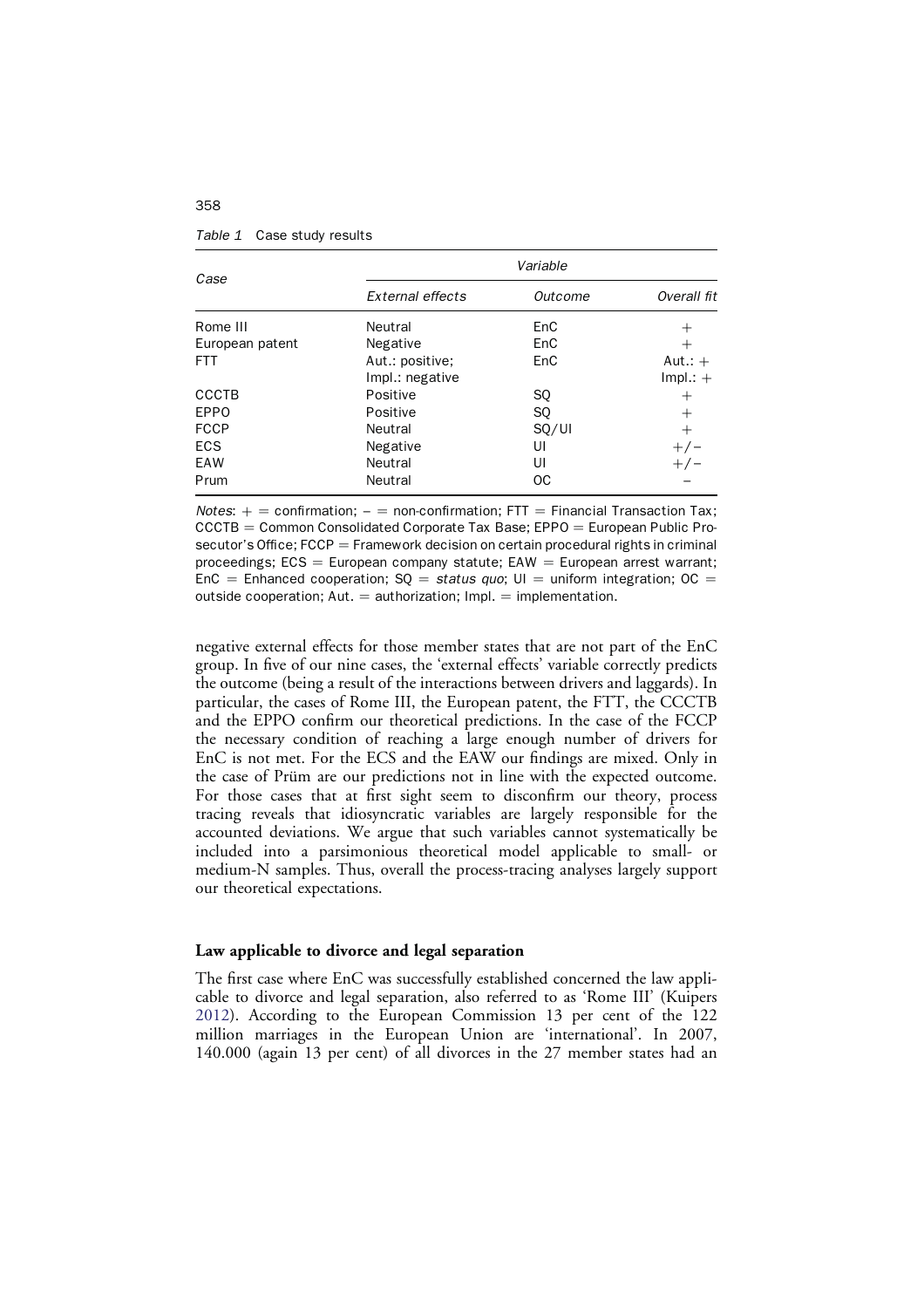*Table 1* Case study results

| Case | Variable | | |
|---|---|---|---|
| | *External effects* | *Outcome* | *Overall fit* |
| Rome III | Neutral | EnC | + |
| European patent | Negative | EnC | + |
| FTT | Aut.: positive; Impl.: negative | EnC | Aut.: + Impl.: + |
| CCCTB | Positive | SQ | + |
| EPPO | Positive | SQ | + |
| FCCP | Neutral | SQ/UI | + |
| ECS | Negative | UI | +/− |
| EAW | Neutral | UI | +/− |
| Prum | Neutral | OC | − |

*Notes*: + = confirmation; − = non-confirmation; FTT = Financial Transaction Tax; CCCTB = Common Consolidated Corporate Tax Base; EPPO = European Public Prosecutor's Office; FCCP = Framework decision on certain procedural rights in criminal proceedings; ECS = European company statute; EAW = European arrest warrant; EnC = Enhanced cooperation; SQ = *status quo*; UI = uniform integration; OC = outside cooperation; Aut. = authorization; Impl. = implementation.

negative external effects for those member states that are not part of the EnC group. In five of our nine cases, the 'external effects' variable correctly predicts the outcome (being a result of the interactions between drivers and laggards). In particular, the cases of Rome III, the European patent, the FTT, the CCCTB and the EPPO confirm our theoretical predictions. In the case of the FCCP the necessary condition of reaching a large enough number of drivers for EnC is not met. For the ECS and the EAW our findings are mixed. Only in the case of Prüm are our predictions not in line with the expected outcome. For those cases that at first sight seem to disconfirm our theory, process tracing reveals that idiosyncratic variables are largely responsible for the accounted deviations. We argue that such variables cannot systematically be included into a parsimonious theoretical model applicable to small- or medium-N samples. Thus, overall the process-tracing analyses largely support our theoretical expectations.

### Law applicable to divorce and legal separation

The first case where EnC was successfully established concerned the law applicable to divorce and legal separation, also referred to as 'Rome III' (Kuipers 2012). According to the European Commission 13 per cent of the 122 million marriages in the European Union are 'international'. In 2007, 140.000 (again 13 per cent) of all divorces in the 27 member states had an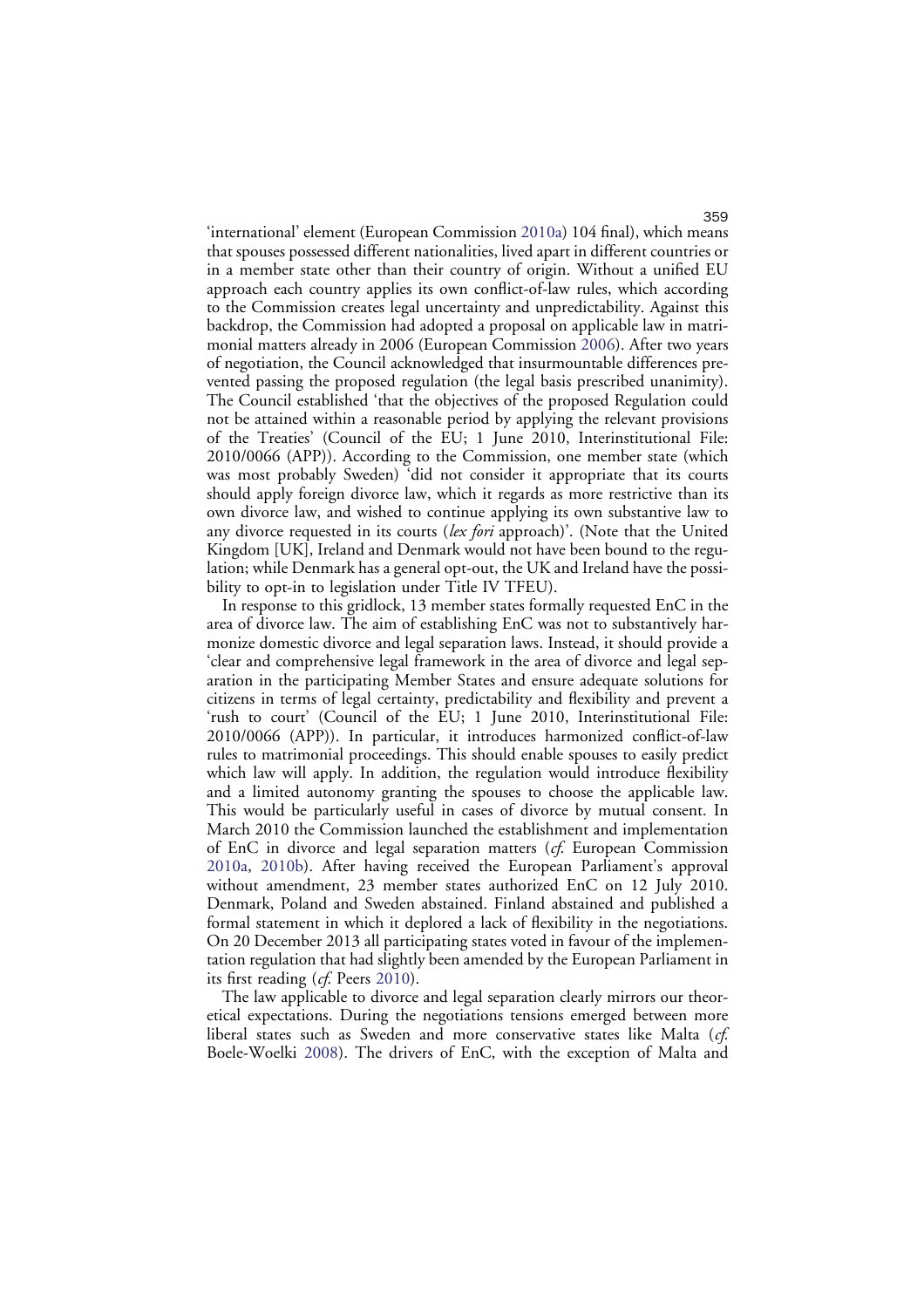'international' element (European Commission 2010a) 104 final), which means that spouses possessed different nationalities, lived apart in different countries or in a member state other than their country of origin. Without a unified EU approach each country applies its own conflict-of-law rules, which according to the Commission creates legal uncertainty and unpredictability. Against this backdrop, the Commission had adopted a proposal on applicable law in matrimonial matters already in 2006 (European Commission 2006). After two years of negotiation, the Council acknowledged that insurmountable differences prevented passing the proposed regulation (the legal basis prescribed unanimity). The Council established 'that the objectives of the proposed Regulation could not be attained within a reasonable period by applying the relevant provisions of the Treaties' (Council of the EU; 1 June 2010, Interinstitutional File: 2010/0066 (APP)). According to the Commission, one member state (which was most probably Sweden) 'did not consider it appropriate that its courts should apply foreign divorce law, which it regards as more restrictive than its own divorce law, and wished to continue applying its own substantive law to any divorce requested in its courts (*lex fori* approach)'. (Note that the United Kingdom [UK], Ireland and Denmark would not have been bound to the regulation; while Denmark has a general opt-out, the UK and Ireland have the possibility to opt-in to legislation under Title IV TFEU).

In response to this gridlock, 13 member states formally requested EnC in the area of divorce law. The aim of establishing EnC was not to substantively harmonize domestic divorce and legal separation laws. Instead, it should provide a 'clear and comprehensive legal framework in the area of divorce and legal separation in the participating Member States and ensure adequate solutions for citizens in terms of legal certainty, predictability and flexibility and prevent a 'rush to court' (Council of the EU; 1 June 2010, Interinstitutional File: 2010/0066 (APP)). In particular, it introduces harmonized conflict-of-law rules to matrimonial proceedings. This should enable spouses to easily predict which law will apply. In addition, the regulation would introduce flexibility and a limited autonomy granting the spouses to choose the applicable law. This would be particularly useful in cases of divorce by mutual consent. In March 2010 the Commission launched the establishment and implementation of EnC in divorce and legal separation matters (*cf.* European Commission 2010a, 2010b). After having received the European Parliament's approval without amendment, 23 member states authorized EnC on 12 July 2010. Denmark, Poland and Sweden abstained. Finland abstained and published a formal statement in which it deplored a lack of flexibility in the negotiations. On 20 December 2013 all participating states voted in favour of the implementation regulation that had slightly been amended by the European Parliament in its first reading (*cf.* Peers 2010).

The law applicable to divorce and legal separation clearly mirrors our theoretical expectations. During the negotiations tensions emerged between more liberal states such as Sweden and more conservative states like Malta (*cf.* Boele-Woelki 2008). The drivers of EnC, with the exception of Malta and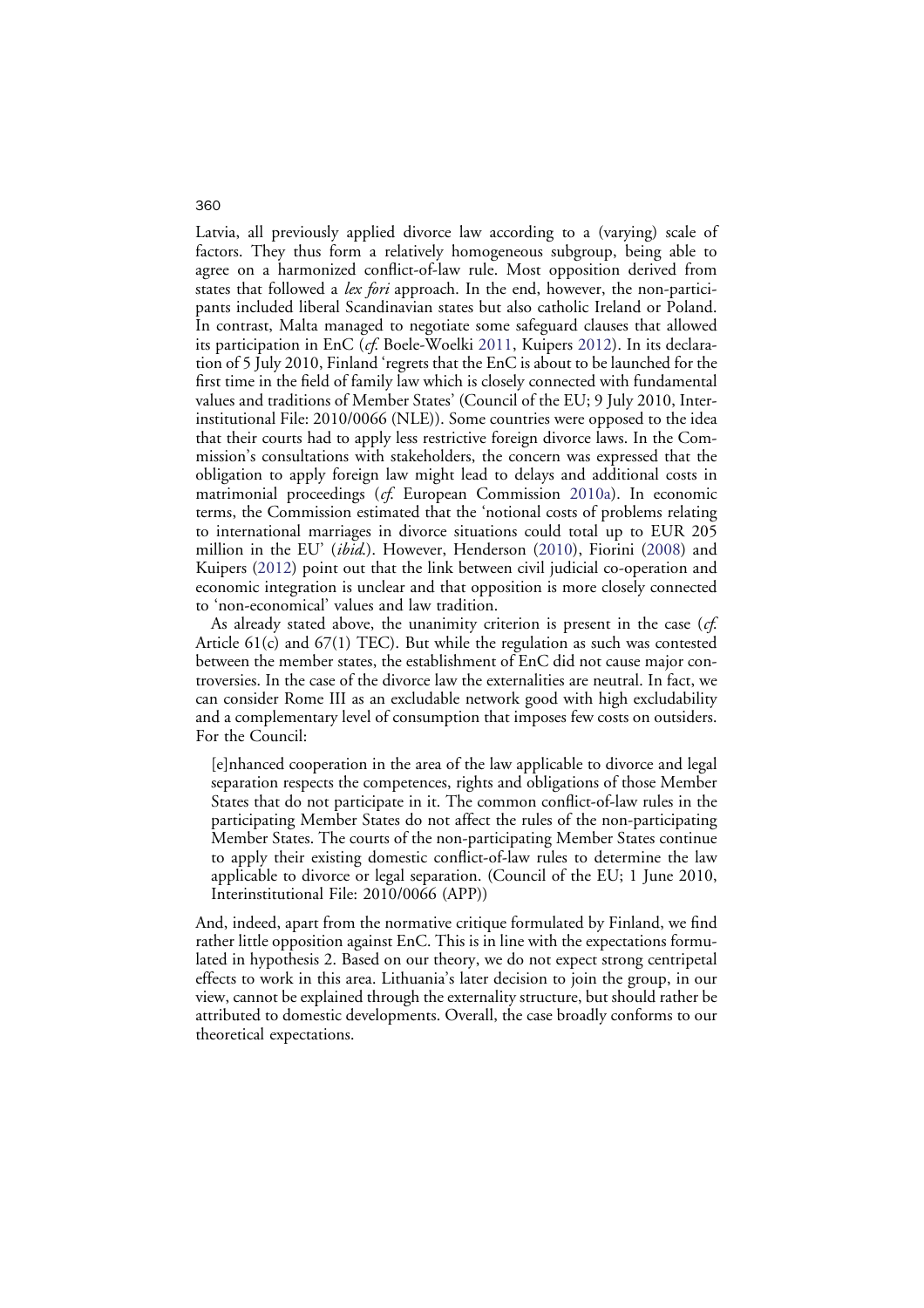Latvia, all previously applied divorce law according to a (varying) scale of factors. They thus form a relatively homogeneous subgroup, being able to agree on a harmonized conflict-of-law rule. Most opposition derived from states that followed a *lex fori* approach. In the end, however, the non-participants included liberal Scandinavian states but also catholic Ireland or Poland. In contrast, Malta managed to negotiate some safeguard clauses that allowed its participation in EnC (*cf.* Boele-Woelki 2011, Kuipers 2012). In its declaration of 5 July 2010, Finland 'regrets that the EnC is about to be launched for the first time in the field of family law which is closely connected with fundamental values and traditions of Member States' (Council of the EU; 9 July 2010, Interinstitutional File: 2010/0066 (NLE)). Some countries were opposed to the idea that their courts had to apply less restrictive foreign divorce laws. In the Commission's consultations with stakeholders, the concern was expressed that the obligation to apply foreign law might lead to delays and additional costs in matrimonial proceedings (*cf.* European Commission 2010a). In economic terms, the Commission estimated that the 'notional costs of problems relating to international marriages in divorce situations could total up to EUR 205 million in the EU' (*ibid.*). However, Henderson (2010), Fiorini (2008) and Kuipers (2012) point out that the link between civil judicial co-operation and economic integration is unclear and that opposition is more closely connected to 'non-economical' values and law tradition.

As already stated above, the unanimity criterion is present in the case (*cf.* Article 61(c) and 67(1) TEC). But while the regulation as such was contested between the member states, the establishment of EnC did not cause major controversies. In the case of the divorce law the externalities are neutral. In fact, we can consider Rome III as an excludable network good with high excludability and a complementary level of consumption that imposes few costs on outsiders. For the Council:

> [e]nhanced cooperation in the area of the law applicable to divorce and legal separation respects the competences, rights and obligations of those Member States that do not participate in it. The common conflict-of-law rules in the participating Member States do not affect the rules of the non-participating Member States. The courts of the non-participating Member States continue to apply their existing domestic conflict-of-law rules to determine the law applicable to divorce or legal separation. (Council of the EU; 1 June 2010, Interinstitutional File: 2010/0066 (APP))

And, indeed, apart from the normative critique formulated by Finland, we find rather little opposition against EnC. This is in line with the expectations formulated in hypothesis 2. Based on our theory, we do not expect strong centripetal effects to work in this area. Lithuania's later decision to join the group, in our view, cannot be explained through the externality structure, but should rather be attributed to domestic developments. Overall, the case broadly conforms to our theoretical expectations.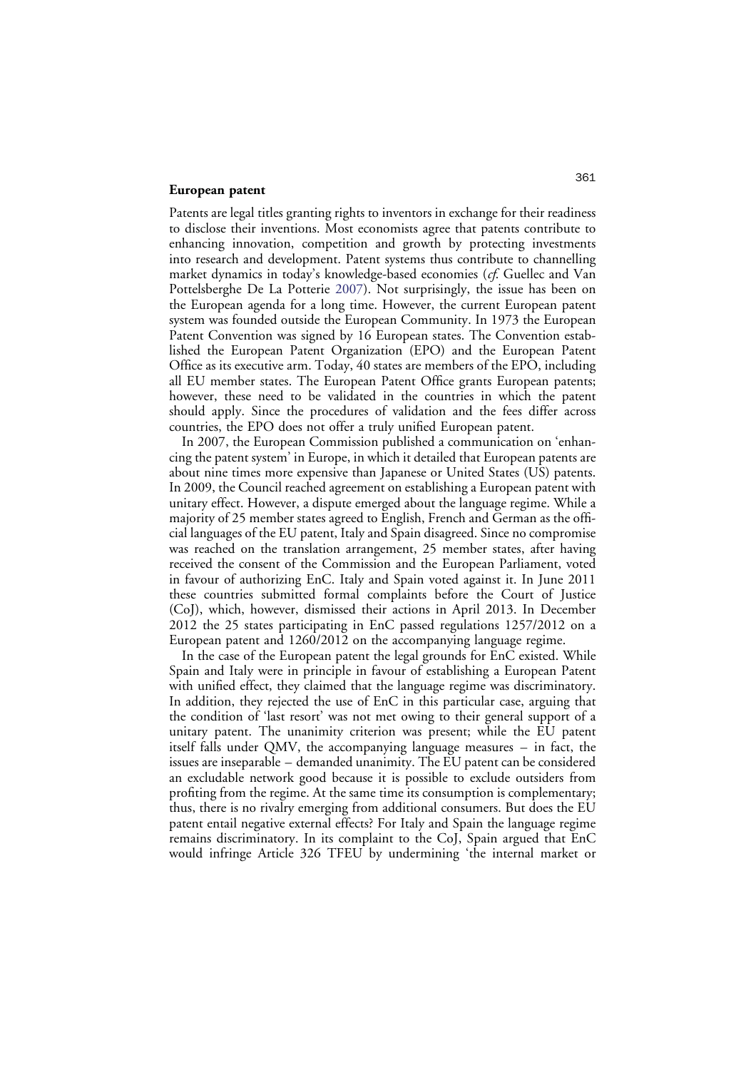**European patent**

Patents are legal titles granting rights to inventors in exchange for their readiness to disclose their inventions. Most economists agree that patents contribute to enhancing innovation, competition and growth by protecting investments into research and development. Patent systems thus contribute to channelling market dynamics in today's knowledge-based economies (*cf.* Guellec and Van Pottelsberghe De La Potterie 2007). Not surprisingly, the issue has been on the European agenda for a long time. However, the current European patent system was founded outside the European Community. In 1973 the European Patent Convention was signed by 16 European states. The Convention established the European Patent Organization (EPO) and the European Patent Office as its executive arm. Today, 40 states are members of the EPO, including all EU member states. The European Patent Office grants European patents; however, these need to be validated in the countries in which the patent should apply. Since the procedures of validation and the fees differ across countries, the EPO does not offer a truly unified European patent.

In 2007, the European Commission published a communication on 'enhancing the patent system' in Europe, in which it detailed that European patents are about nine times more expensive than Japanese or United States (US) patents. In 2009, the Council reached agreement on establishing a European patent with unitary effect. However, a dispute emerged about the language regime. While a majority of 25 member states agreed to English, French and German as the official languages of the EU patent, Italy and Spain disagreed. Since no compromise was reached on the translation arrangement, 25 member states, after having received the consent of the Commission and the European Parliament, voted in favour of authorizing EnC. Italy and Spain voted against it. In June 2011 these countries submitted formal complaints before the Court of Justice (CoJ), which, however, dismissed their actions in April 2013. In December 2012 the 25 states participating in EnC passed regulations 1257/2012 on a European patent and 1260/2012 on the accompanying language regime.

In the case of the European patent the legal grounds for EnC existed. While Spain and Italy were in principle in favour of establishing a European Patent with unified effect, they claimed that the language regime was discriminatory. In addition, they rejected the use of EnC in this particular case, arguing that the condition of 'last resort' was not met owing to their general support of a unitary patent. The unanimity criterion was present; while the EU patent itself falls under QMV, the accompanying language measures – in fact, the issues are inseparable – demanded unanimity. The EU patent can be considered an excludable network good because it is possible to exclude outsiders from profiting from the regime. At the same time its consumption is complementary; thus, there is no rivalry emerging from additional consumers. But does the EU patent entail negative external effects? For Italy and Spain the language regime remains discriminatory. In its complaint to the CoJ, Spain argued that EnC would infringe Article 326 TFEU by undermining 'the internal market or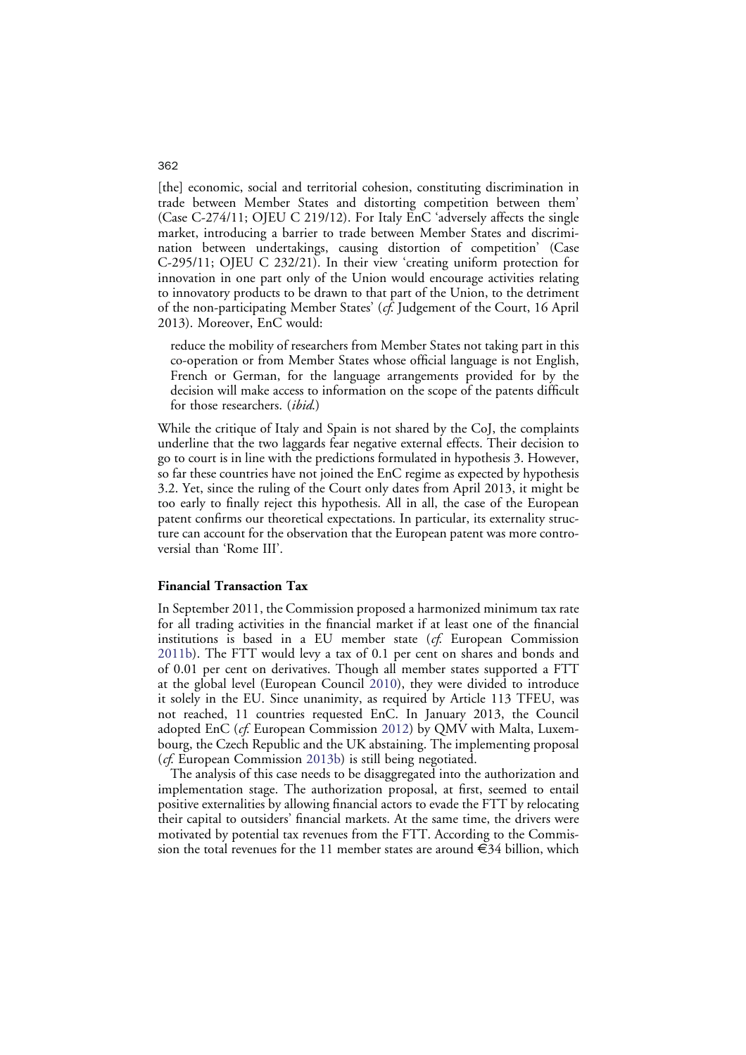[the] economic, social and territorial cohesion, constituting discrimination in trade between Member States and distorting competition between them' (Case C-274/11; OJEU C 219/12). For Italy EnC 'adversely affects the single market, introducing a barrier to trade between Member States and discrimination between undertakings, causing distortion of competition' (Case C-295/11; OJEU C 232/21). In their view 'creating uniform protection for innovation in one part only of the Union would encourage activities relating to innovatory products to be drawn to that part of the Union, to the detriment of the non-participating Member States' (*cf.* Judgement of the Court, 16 April 2013). Moreover, EnC would:

> reduce the mobility of researchers from Member States not taking part in this co-operation or from Member States whose official language is not English, French or German, for the language arrangements provided for by the decision will make access to information on the scope of the patents difficult for those researchers. (*ibid.*)

While the critique of Italy and Spain is not shared by the CoJ, the complaints underline that the two laggards fear negative external effects. Their decision to go to court is in line with the predictions formulated in hypothesis 3. However, so far these countries have not joined the EnC regime as expected by hypothesis 3.2. Yet, since the ruling of the Court only dates from April 2013, it might be too early to finally reject this hypothesis. All in all, the case of the European patent confirms our theoretical expectations. In particular, its externality structure can account for the observation that the European patent was more controversial than 'Rome III'.

### Financial Transaction Tax

In September 2011, the Commission proposed a harmonized minimum tax rate for all trading activities in the financial market if at least one of the financial institutions is based in a EU member state (*cf.* European Commission 2011b). The FTT would levy a tax of 0.1 per cent on shares and bonds and of 0.01 per cent on derivatives. Though all member states supported a FTT at the global level (European Council 2010), they were divided to introduce it solely in the EU. Since unanimity, as required by Article 113 TFEU, was not reached, 11 countries requested EnC. In January 2013, the Council adopted EnC (*cf.* European Commission 2012) by QMV with Malta, Luxembourg, the Czech Republic and the UK abstaining. The implementing proposal (*cf.* European Commission 2013b) is still being negotiated.

The analysis of this case needs to be disaggregated into the authorization and implementation stage. The authorization proposal, at first, seemed to entail positive externalities by allowing financial actors to evade the FTT by relocating their capital to outsiders' financial markets. At the same time, the drivers were motivated by potential tax revenues from the FTT. According to the Commission the total revenues for the 11 member states are around €34 billion, which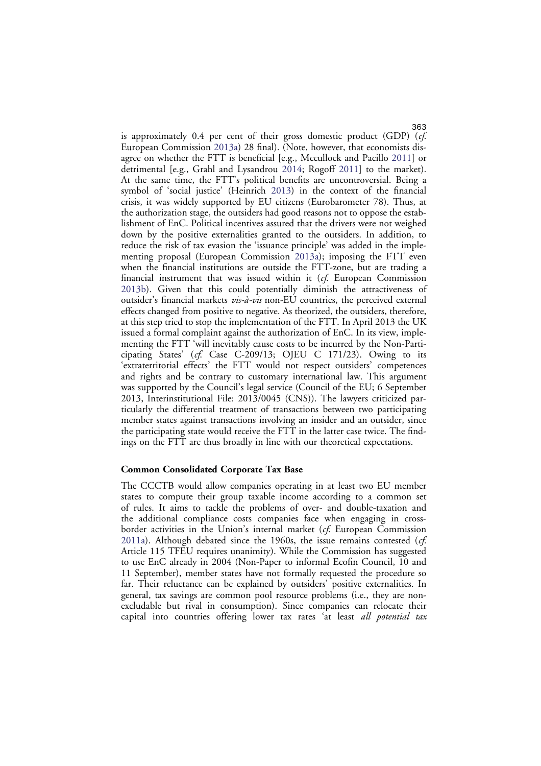is approximately 0.4 per cent of their gross domestic product (GDP) (*cf.* European Commission 2013a) 28 final). (Note, however, that economists disagree on whether the FTT is beneficial [e.g., Mccullock and Pacillo 2011] or detrimental [e.g., Grahl and Lysandrou 2014; Rogoff 2011] to the market). At the same time, the FTT's political benefits are uncontroversial. Being a symbol of 'social justice' (Heinrich 2013) in the context of the financial crisis, it was widely supported by EU citizens (Eurobarometer 78). Thus, at the authorization stage, the outsiders had good reasons not to oppose the establishment of EnC. Political incentives assured that the drivers were not weighed down by the positive externalities granted to the outsiders. In addition, to reduce the risk of tax evasion the 'issuance principle' was added in the implementing proposal (European Commission 2013a); imposing the FTT even when the financial institutions are outside the FTT-zone, but are trading a financial instrument that was issued within it (*cf.* European Commission 2013b). Given that this could potentially diminish the attractiveness of outsider's financial markets *vis-à-vis* non-EU countries, the perceived external effects changed from positive to negative. As theorized, the outsiders, therefore, at this step tried to stop the implementation of the FTT. In April 2013 the UK issued a formal complaint against the authorization of EnC. In its view, implementing the FTT 'will inevitably cause costs to be incurred by the Non-Participating States' (*cf.* Case C-209/13; OJEU C 171/23). Owing to its 'extraterritorial effects' the FTT would not respect outsiders' competences and rights and be contrary to customary international law. This argument was supported by the Council's legal service (Council of the EU; 6 September 2013, Interinstitutional File: 2013/0045 (CNS)). The lawyers criticized particularly the differential treatment of transactions between two participating member states against transactions involving an insider and an outsider, since the participating state would receive the FTT in the latter case twice. The findings on the FTT are thus broadly in line with our theoretical expectations.

**Common Consolidated Corporate Tax Base**

The CCCTB would allow companies operating in at least two EU member states to compute their group taxable income according to a common set of rules. It aims to tackle the problems of over- and double-taxation and the additional compliance costs companies face when engaging in cross-border activities in the Union's internal market (*cf.* European Commission 2011a). Although debated since the 1960s, the issue remains contested (*cf.* Article 115 TFEU requires unanimity). While the Commission has suggested to use EnC already in 2004 (Non-Paper to informal Ecofin Council, 10 and 11 September), member states have not formally requested the procedure so far. Their reluctance can be explained by outsiders' positive externalities. In general, tax savings are common pool resource problems (i.e., they are non-excludable but rival in consumption). Since companies can relocate their capital into countries offering lower tax rates 'at least *all potential tax*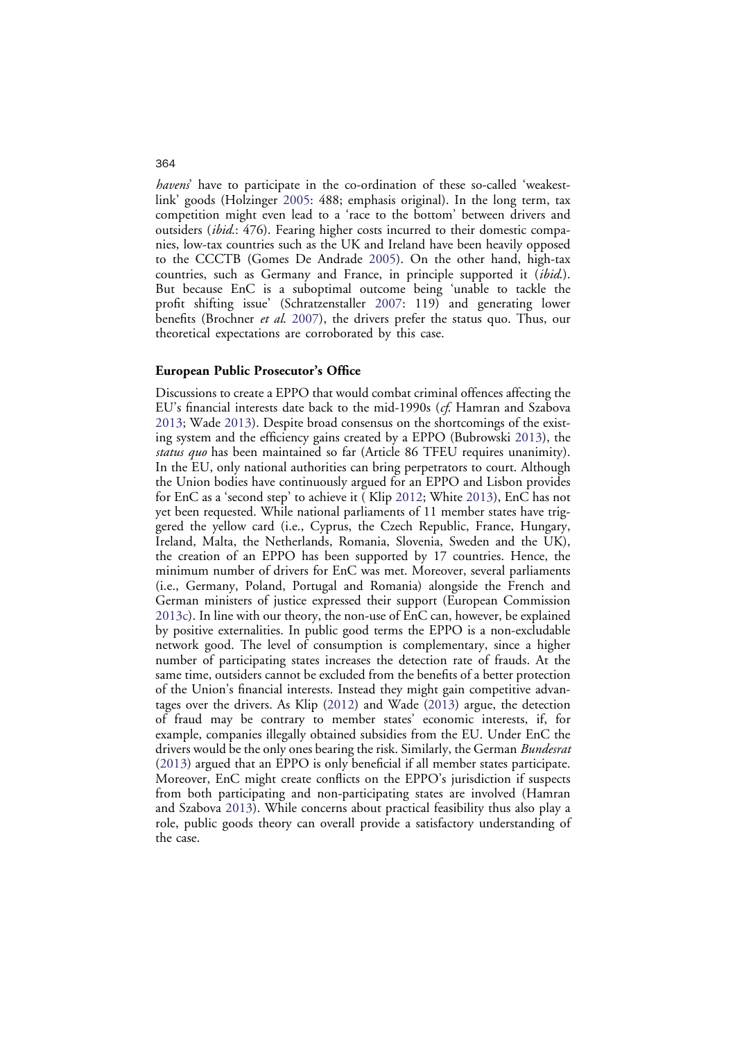*havens*' have to participate in the co-ordination of these so-called 'weakest-link' goods (Holzinger 2005: 488; emphasis original). In the long term, tax competition might even lead to a 'race to the bottom' between drivers and outsiders (*ibid*.: 476). Fearing higher costs incurred to their domestic companies, low-tax countries such as the UK and Ireland have been heavily opposed to the CCCTB (Gomes De Andrade 2005). On the other hand, high-tax countries, such as Germany and France, in principle supported it (*ibid*.). But because EnC is a suboptimal outcome being 'unable to tackle the profit shifting issue' (Schratzenstaller 2007: 119) and generating lower benefits (Brochner *et al*. 2007), the drivers prefer the status quo. Thus, our theoretical expectations are corroborated by this case.

### European Public Prosecutor's Office

Discussions to create a EPPO that would combat criminal offences affecting the EU's financial interests date back to the mid-1990s (*cf*. Hamran and Szabova 2013; Wade 2013). Despite broad consensus on the shortcomings of the existing system and the efficiency gains created by a EPPO (Bubrowski 2013), the *status quo* has been maintained so far (Article 86 TFEU requires unanimity). In the EU, only national authorities can bring perpetrators to court. Although the Union bodies have continuously argued for an EPPO and Lisbon provides for EnC as a 'second step' to achieve it ( Klip 2012; White 2013), EnC has not yet been requested. While national parliaments of 11 member states have triggered the yellow card (i.e., Cyprus, the Czech Republic, France, Hungary, Ireland, Malta, the Netherlands, Romania, Slovenia, Sweden and the UK), the creation of an EPPO has been supported by 17 countries. Hence, the minimum number of drivers for EnC was met. Moreover, several parliaments (i.e., Germany, Poland, Portugal and Romania) alongside the French and German ministers of justice expressed their support (European Commission 2013c). In line with our theory, the non-use of EnC can, however, be explained by positive externalities. In public good terms the EPPO is a non-excludable network good. The level of consumption is complementary, since a higher number of participating states increases the detection rate of frauds. At the same time, outsiders cannot be excluded from the benefits of a better protection of the Union's financial interests. Instead they might gain competitive advantages over the drivers. As Klip (2012) and Wade (2013) argue, the detection of fraud may be contrary to member states' economic interests, if, for example, companies illegally obtained subsidies from the EU. Under EnC the drivers would be the only ones bearing the risk. Similarly, the German *Bundesrat* (2013) argued that an EPPO is only beneficial if all member states participate. Moreover, EnC might create conflicts on the EPPO's jurisdiction if suspects from both participating and non-participating states are involved (Hamran and Szabova 2013). While concerns about practical feasibility thus also play a role, public goods theory can overall provide a satisfactory understanding of the case.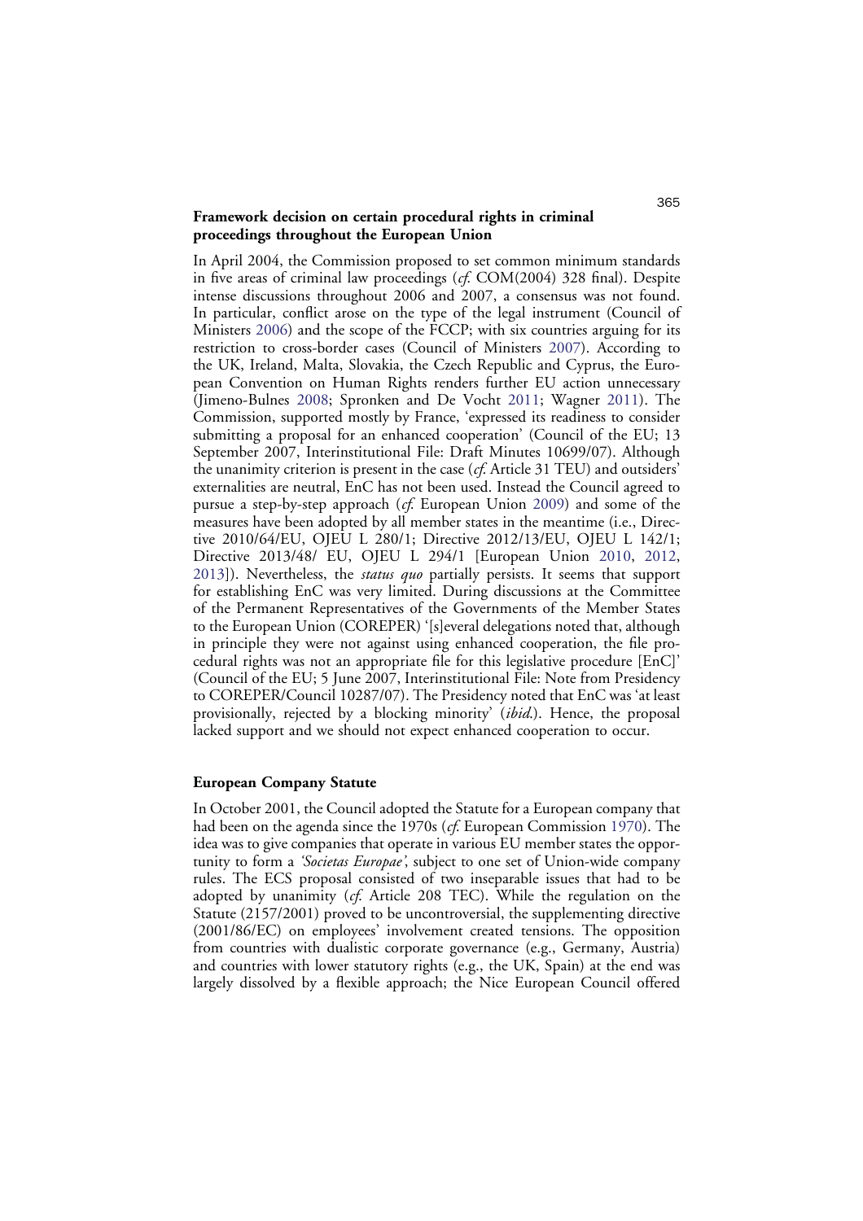### Framework decision on certain procedural rights in criminal proceedings throughout the European Union

In April 2004, the Commission proposed to set common minimum standards in five areas of criminal law proceedings (*cf.* COM(2004) 328 final). Despite intense discussions throughout 2006 and 2007, a consensus was not found. In particular, conflict arose on the type of the legal instrument (Council of Ministers 2006) and the scope of the FCCP; with six countries arguing for its restriction to cross-border cases (Council of Ministers 2007). According to the UK, Ireland, Malta, Slovakia, the Czech Republic and Cyprus, the European Convention on Human Rights renders further EU action unnecessary (Jimeno-Bulnes 2008; Spronken and De Vocht 2011; Wagner 2011). The Commission, supported mostly by France, 'expressed its readiness to consider submitting a proposal for an enhanced cooperation' (Council of the EU; 13 September 2007, Interinstitutional File: Draft Minutes 10699/07). Although the unanimity criterion is present in the case (*cf.* Article 31 TEU) and outsiders' externalities are neutral, EnC has not been used. Instead the Council agreed to pursue a step-by-step approach (*cf.* European Union 2009) and some of the measures have been adopted by all member states in the meantime (i.e., Directive 2010/64/EU, OJEU L 280/1; Directive 2012/13/EU, OJEU L 142/1; Directive 2013/48/ EU, OJEU L 294/1 [European Union 2010, 2012, 2013]). Nevertheless, the *status quo* partially persists. It seems that support for establishing EnC was very limited. During discussions at the Committee of the Permanent Representatives of the Governments of the Member States to the European Union (COREPER) '[s]everal delegations noted that, although in principle they were not against using enhanced cooperation, the file procedural rights was not an appropriate file for this legislative procedure [EnC]' (Council of the EU; 5 June 2007, Interinstitutional File: Note from Presidency to COREPER/Council 10287/07). The Presidency noted that EnC was 'at least provisionally, rejected by a blocking minority' (*ibid.*). Hence, the proposal lacked support and we should not expect enhanced cooperation to occur.

### European Company Statute

In October 2001, the Council adopted the Statute for a European company that had been on the agenda since the 1970s (*cf.* European Commission 1970). The idea was to give companies that operate in various EU member states the opportunity to form a *'Societas Europae'*, subject to one set of Union-wide company rules. The ECS proposal consisted of two inseparable issues that had to be adopted by unanimity (*cf.* Article 208 TEC). While the regulation on the Statute (2157/2001) proved to be uncontroversial, the supplementing directive (2001/86/EC) on employees' involvement created tensions. The opposition from countries with dualistic corporate governance (e.g., Germany, Austria) and countries with lower statutory rights (e.g., the UK, Spain) at the end was largely dissolved by a flexible approach; the Nice European Council offered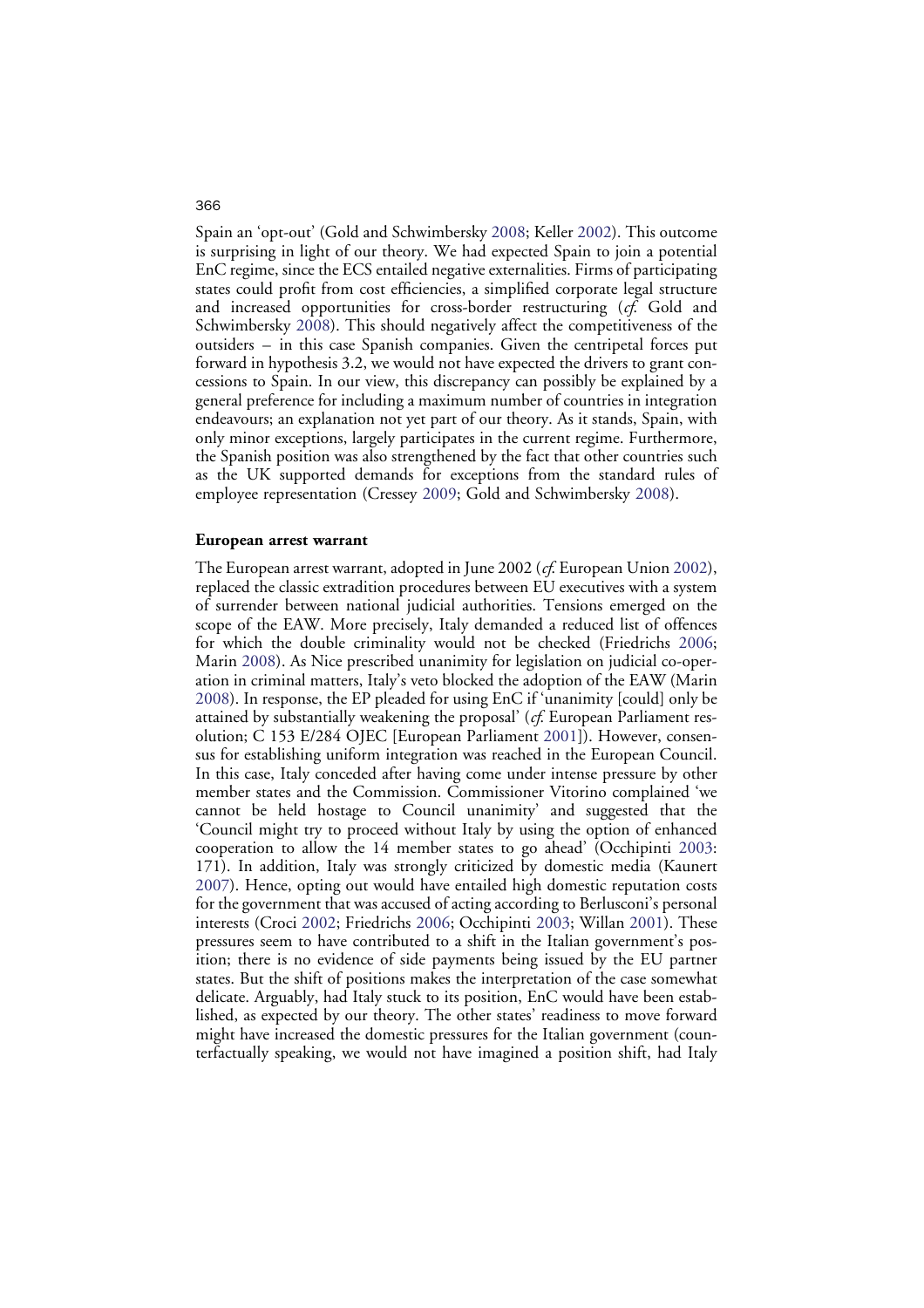Spain an 'opt-out' (Gold and Schwimbersky 2008; Keller 2002). This outcome is surprising in light of our theory. We had expected Spain to join a potential EnC regime, since the ECS entailed negative externalities. Firms of participating states could profit from cost efficiencies, a simplified corporate legal structure and increased opportunities for cross-border restructuring (*cf.* Gold and Schwimbersky 2008). This should negatively affect the competitiveness of the outsiders – in this case Spanish companies. Given the centripetal forces put forward in hypothesis 3.2, we would not have expected the drivers to grant concessions to Spain. In our view, this discrepancy can possibly be explained by a general preference for including a maximum number of countries in integration endeavours; an explanation not yet part of our theory. As it stands, Spain, with only minor exceptions, largely participates in the current regime. Furthermore, the Spanish position was also strengthened by the fact that other countries such as the UK supported demands for exceptions from the standard rules of employee representation (Cressey 2009; Gold and Schwimbersky 2008).

**European arrest warrant**

The European arrest warrant, adopted in June 2002 (*cf.* European Union 2002), replaced the classic extradition procedures between EU executives with a system of surrender between national judicial authorities. Tensions emerged on the scope of the EAW. More precisely, Italy demanded a reduced list of offences for which the double criminality would not be checked (Friedrichs 2006; Marin 2008). As Nice prescribed unanimity for legislation on judicial co-operation in criminal matters, Italy's veto blocked the adoption of the EAW (Marin 2008). In response, the EP pleaded for using EnC if 'unanimity [could] only be attained by substantially weakening the proposal' (*cf.* European Parliament resolution; C 153 E/284 OJEC [European Parliament 2001]). However, consensus for establishing uniform integration was reached in the European Council. In this case, Italy conceded after having come under intense pressure by other member states and the Commission. Commissioner Vitorino complained 'we cannot be held hostage to Council unanimity' and suggested that the 'Council might try to proceed without Italy by using the option of enhanced cooperation to allow the 14 member states to go ahead' (Occhipinti 2003: 171). In addition, Italy was strongly criticized by domestic media (Kaunert 2007). Hence, opting out would have entailed high domestic reputation costs for the government that was accused of acting according to Berlusconi's personal interests (Croci 2002; Friedrichs 2006; Occhipinti 2003; Willan 2001). These pressures seem to have contributed to a shift in the Italian government's position; there is no evidence of side payments being issued by the EU partner states. But the shift of positions makes the interpretation of the case somewhat delicate. Arguably, had Italy stuck to its position, EnC would have been established, as expected by our theory. The other states' readiness to move forward might have increased the domestic pressures for the Italian government (counterfactually speaking, we would not have imagined a position shift, had Italy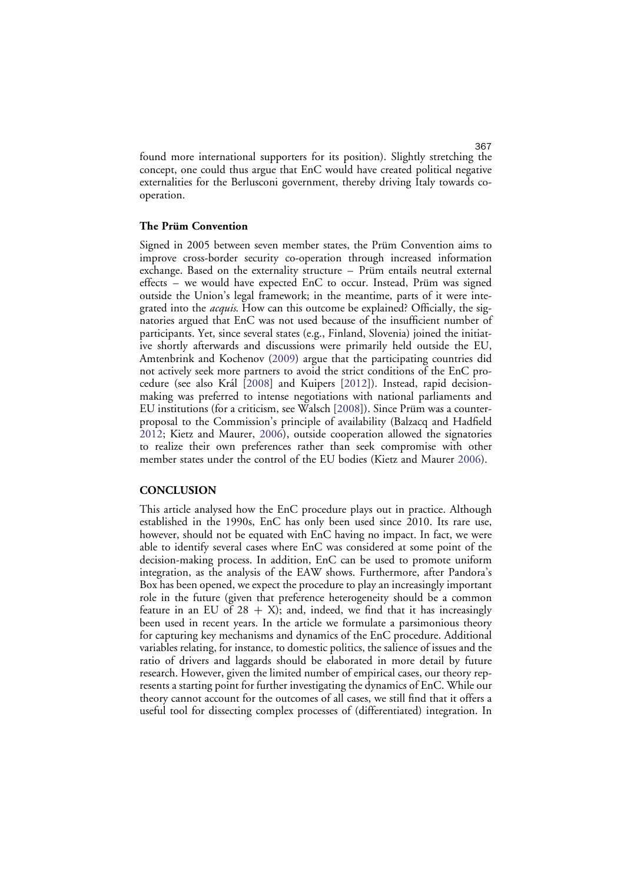found more international supporters for its position). Slightly stretching the concept, one could thus argue that EnC would have created political negative externalities for the Berlusconi government, thereby driving Italy towards co-operation.

### The Prüm Convention

Signed in 2005 between seven member states, the Prüm Convention aims to improve cross-border security co-operation through increased information exchange. Based on the externality structure – Prüm entails neutral external effects – we would have expected EnC to occur. Instead, Prüm was signed outside the Union's legal framework; in the meantime, parts of it were integrated into the *acquis*. How can this outcome be explained? Officially, the signatories argued that EnC was not used because of the insufficient number of participants. Yet, since several states (e.g., Finland, Slovenia) joined the initiative shortly afterwards and discussions were primarily held outside the EU, Amtenbrink and Kochenov (2009) argue that the participating countries did not actively seek more partners to avoid the strict conditions of the EnC procedure (see also Král [2008] and Kuipers [2012]). Instead, rapid decision-making was preferred to intense negotiations with national parliaments and EU institutions (for a criticism, see Walsch [2008]). Since Prüm was a counter-proposal to the Commission's principle of availability (Balzacq and Hadfield 2012; Kietz and Maurer, 2006), outside cooperation allowed the signatories to realize their own preferences rather than seek compromise with other member states under the control of the EU bodies (Kietz and Maurer 2006).

## CONCLUSION

This article analysed how the EnC procedure plays out in practice. Although established in the 1990s, EnC has only been used since 2010. Its rare use, however, should not be equated with EnC having no impact. In fact, we were able to identify several cases where EnC was considered at some point of the decision-making process. In addition, EnC can be used to promote uniform integration, as the analysis of the EAW shows. Furthermore, after Pandora's Box has been opened, we expect the procedure to play an increasingly important role in the future (given that preference heterogeneity should be a common feature in an EU of 28 + X); and, indeed, we find that it has increasingly been used in recent years. In the article we formulate a parsimonious theory for capturing key mechanisms and dynamics of the EnC procedure. Additional variables relating, for instance, to domestic politics, the salience of issues and the ratio of drivers and laggards should be elaborated in more detail by future research. However, given the limited number of empirical cases, our theory represents a starting point for further investigating the dynamics of EnC. While our theory cannot account for the outcomes of all cases, we still find that it offers a useful tool for dissecting complex processes of (differentiated) integration. In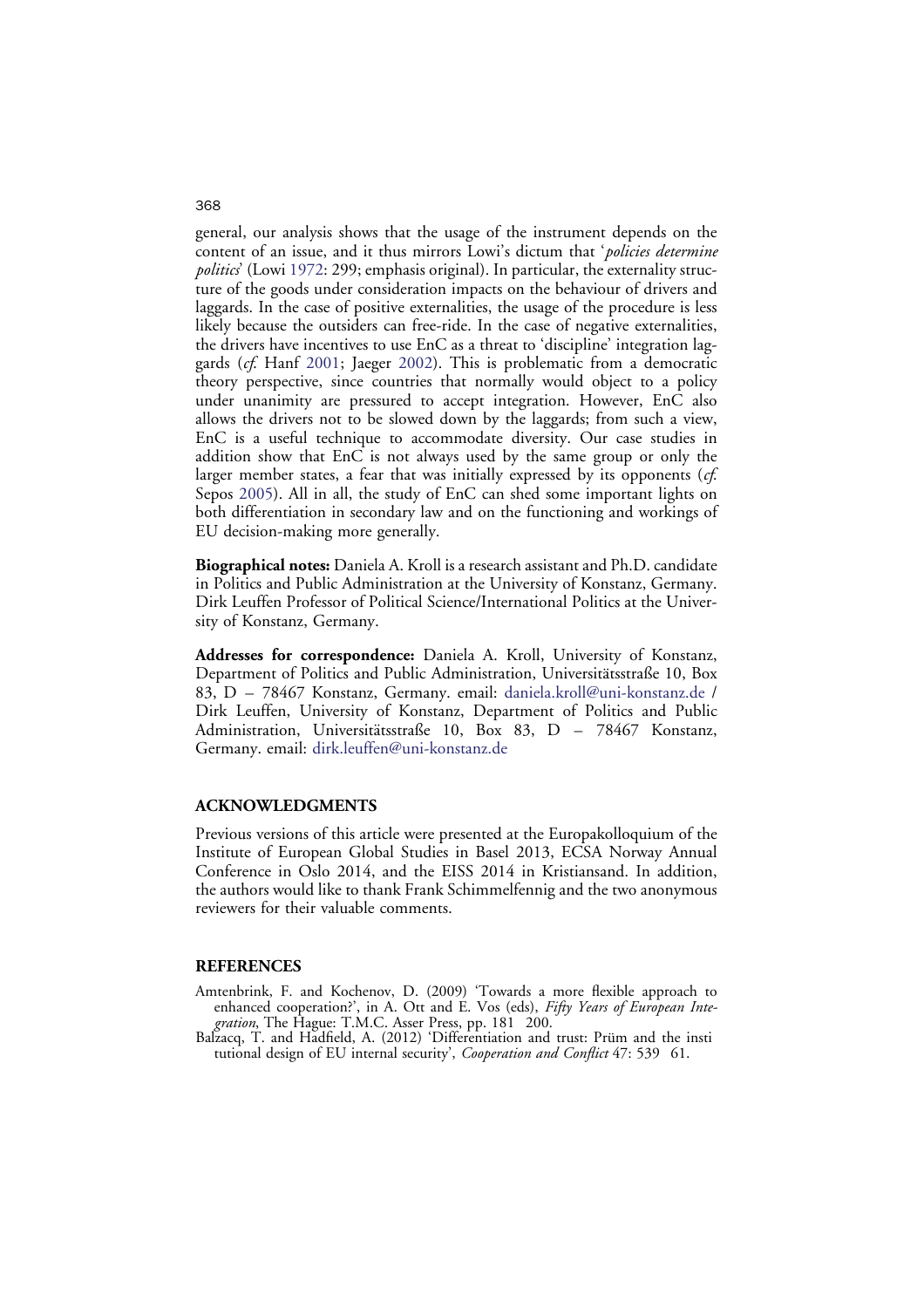general, our analysis shows that the usage of the instrument depends on the content of an issue, and it thus mirrors Lowi's dictum that '*policies determine politics*' (Lowi 1972: 299; emphasis original). In particular, the externality structure of the goods under consideration impacts on the behaviour of drivers and laggards. In the case of positive externalities, the usage of the procedure is less likely because the outsiders can free-ride. In the case of negative externalities, the drivers have incentives to use EnC as a threat to 'discipline' integration laggards (*cf.* Hanf 2001; Jaeger 2002). This is problematic from a democratic theory perspective, since countries that normally would object to a policy under unanimity are pressured to accept integration. However, EnC also allows the drivers not to be slowed down by the laggards; from such a view, EnC is a useful technique to accommodate diversity. Our case studies in addition show that EnC is not always used by the same group or only the larger member states, a fear that was initially expressed by its opponents (*cf.* Sepos 2005). All in all, the study of EnC can shed some important lights on both differentiation in secondary law and on the functioning and workings of EU decision-making more generally.

**Biographical notes:** Daniela A. Kroll is a research assistant and Ph.D. candidate in Politics and Public Administration at the University of Konstanz, Germany. Dirk Leuffen Professor of Political Science/International Politics at the University of Konstanz, Germany.

**Addresses for correspondence:** Daniela A. Kroll, University of Konstanz, Department of Politics and Public Administration, Universitätsstraße 10, Box 83, D – 78467 Konstanz, Germany. email: daniela.kroll@uni-konstanz.de / Dirk Leuffen, University of Konstanz, Department of Politics and Public Administration, Universitätsstraße 10, Box 83, D – 78467 Konstanz, Germany. email: dirk.leuffen@uni-konstanz.de

## ACKNOWLEDGMENTS

Previous versions of this article were presented at the Europakolloquium of the Institute of European Global Studies in Basel 2013, ECSA Norway Annual Conference in Oslo 2014, and the EISS 2014 in Kristiansand. In addition, the authors would like to thank Frank Schimmelfennig and the two anonymous reviewers for their valuable comments.

## REFERENCES

Amtenbrink, F. and Kochenov, D. (2009) 'Towards a more flexible approach to enhanced cooperation?', in A. Ott and E. Vos (eds), *Fifty Years of European Integration*, The Hague: T.M.C. Asser Press, pp. 181–200.

Balzacq, T. and Hadfield, A. (2012) 'Differentiation and trust: Prüm and the institutional design of EU internal security', *Cooperation and Conflict* 47: 539–61.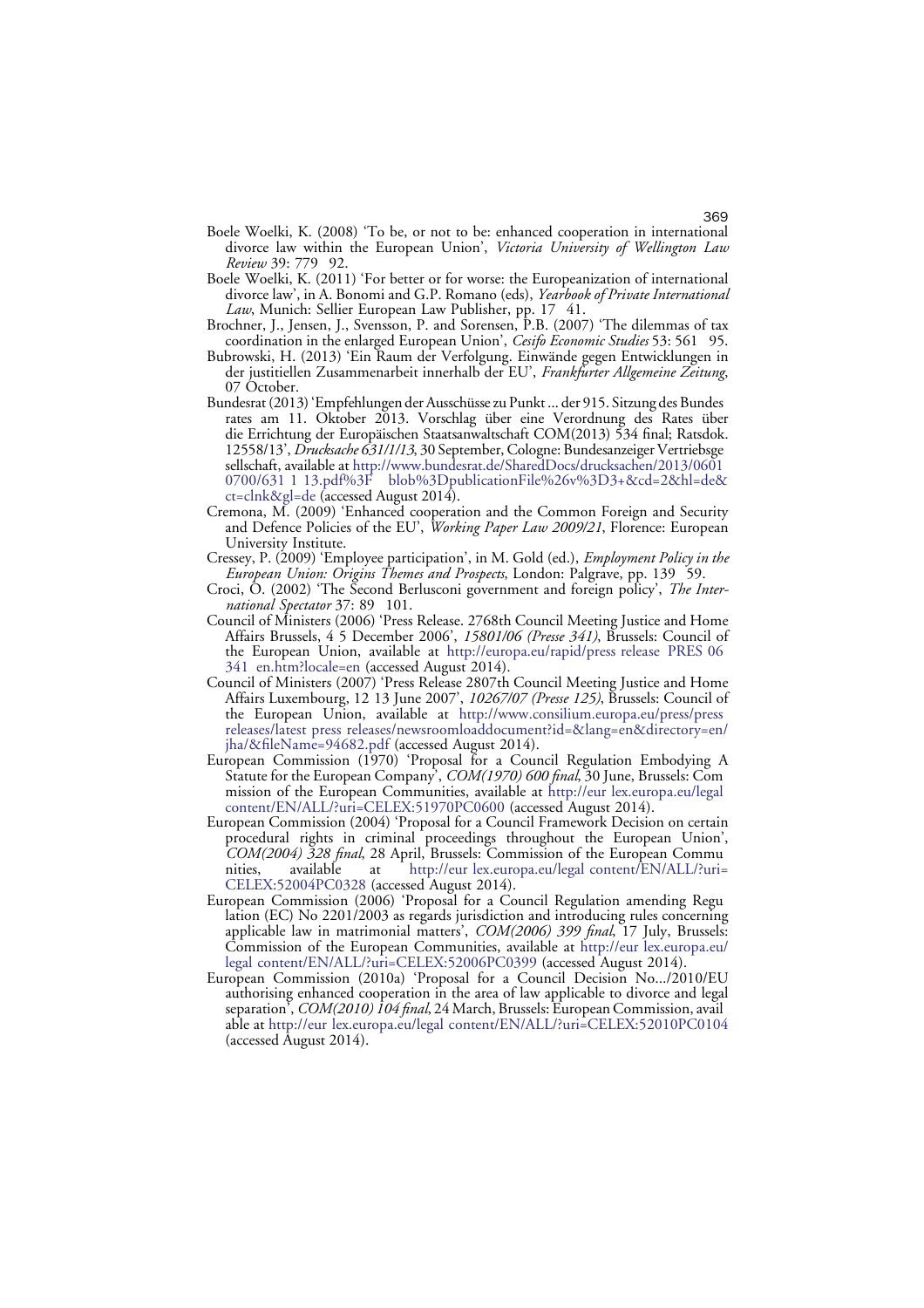Boele Woelki, K. (2008) 'To be, or not to be: enhanced cooperation in international divorce law within the European Union', *Victoria University of Wellington Law Review* 39: 779 92.

Boele Woelki, K. (2011) 'For better or for worse: the Europeanization of international divorce law', in A. Bonomi and G.P. Romano (eds), *Yearbook of Private International Law*, Munich: Sellier European Law Publisher, pp. 17 41.

Brochner, J., Jensen, J., Svensson, P. and Sorensen, P.B. (2007) 'The dilemmas of tax coordination in the enlarged European Union', *Cesifo Economic Studies* 53: 561 95.

Bubrowski, H. (2013) 'Ein Raum der Verfolgung. Einwände gegen Entwicklungen in der justitiellen Zusammenarbeit innerhalb der EU', *Frankfurter Allgemeine Zeitung*, 07 October.

Bundesrat (2013) 'Empfehlungen der Ausschüsse zu Punkt ... der 915. Sitzung des Bundes rates am 11. Oktober 2013. Vorschlag über eine Verordnung des Rates über die Errichtung der Europäischen Staatsanwaltschaft COM(2013) 534 final; Ratsdok. 12558/13', *Drucksache 631/1/13*, 30 September, Cologne: Bundesanzeiger Vertriebsge sellschaft, available at http://www.bundesrat.de/SharedDocs/drucksachen/2013/0601 0700/631 1 13.pdf%3F blob%3DpublicationFile%26v%3D3+&cd=2&hl=de&ct=clnk&gl=de (accessed August 2014).

Cremona, M. (2009) 'Enhanced cooperation and the Common Foreign and Security and Defence Policies of the EU', *Working Paper Law 2009/21*, Florence: European University Institute.

Cressey, P. (2009) 'Employee participation', in M. Gold (ed.), *Employment Policy in the European Union: Origins Themes and Prospects*, London: Palgrave, pp. 139 59.

Croci, O. (2002) 'The Second Berlusconi government and foreign policy', *The International Spectator* 37: 89 101.

Council of Ministers (2006) 'Press Release. 2768th Council Meeting Justice and Home Affairs Brussels, 4 5 December 2006', *15801/06 (Presse 341)*, Brussels: Council of the European Union, available at http://europa.eu/rapid/press release PRES 06 341 en.htm?locale=en (accessed August 2014).

Council of Ministers (2007) 'Press Release 2807th Council Meeting Justice and Home Affairs Luxembourg, 12 13 June 2007', *10267/07 (Presse 125)*, Brussels: Council of the European Union, available at http://www.consilium.europa.eu/press/press releases/latest press releases/newsroomloaddocument?id=&lang=en&directory=en/jha/&fileName=94682.pdf (accessed August 2014).

European Commission (1970) 'Proposal for a Council Regulation Embodying A Statute for the European Company', *COM(1970) 600 final*, 30 June, Brussels: Com mission of the European Communities, available at http://eur lex.europa.eu/legal content/EN/ALL/?uri=CELEX:51970PC0600 (accessed August 2014).

European Commission (2004) 'Proposal for a Council Framework Decision on certain procedural rights in criminal proceedings throughout the European Union', *COM(2004) 328 final*, 28 April, Brussels: Commission of the European Commu nities, available at http://eur lex.europa.eu/legal content/EN/ALL/?uri=CELEX:52004PC0328 (accessed August 2014).

European Commission (2006) 'Proposal for a Council Regulation amending Regu lation (EC) No 2201/2003 as regards jurisdiction and introducing rules concerning applicable law in matrimonial matters', *COM(2006) 399 final*, 17 July, Brussels: Commission of the European Communities, available at http://eur lex.europa.eu/legal content/EN/ALL/?uri=CELEX:52006PC0399 (accessed August 2014).

European Commission (2010a) 'Proposal for a Council Decision No.../2010/EU authorising enhanced cooperation in the area of law applicable to divorce and legal separation', *COM(2010) 104 final*, 24 March, Brussels: European Commission, avail able at http://eur lex.europa.eu/legal content/EN/ALL/?uri=CELEX:52010PC0104 (accessed August 2014).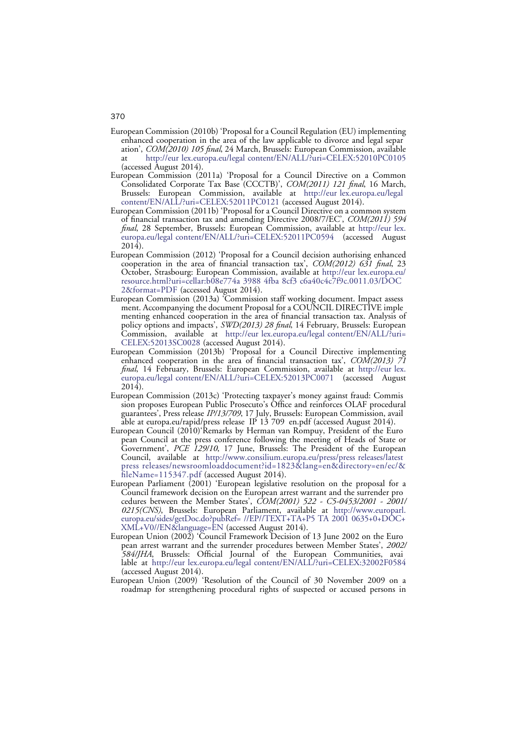European Commission (2010b) 'Proposal for a Council Regulation (EU) implementing enhanced cooperation in the area of the law applicable to divorce and legal separ ation', *COM(2010) 105 final*, 24 March, Brussels: European Commission, available at http://eur lex.europa.eu/legal content/EN/ALL/?uri=CELEX:52010PC0105 (accessed August 2014).

European Commission (2011a) 'Proposal for a Council Directive on a Common Consolidated Corporate Tax Base (CCCTB)', *COM(2011) 121 final*, 16 March, Brussels: European Commission, available at http://eur lex.europa.eu/legal content/EN/ALL/?uri=CELEX:52011PC0121 (accessed August 2014).

European Commission (2011b) 'Proposal for a Council Directive on a common system of financial transaction tax and amending Directive 2008/7/EC', *COM(2011) 594 final*, 28 September, Brussels: European Commission, available at http://eur lex.europa.eu/legal content/EN/ALL/?uri=CELEX:52011PC0594 (accessed August 2014).

European Commission (2012) 'Proposal for a Council decision authorising enhanced cooperation in the area of financial transaction tax', *COM(2012) 631 final*, 23 October, Strasbourg: European Commission, available at http://eur lex.europa.eu/resource.html?uri=cellar:b08e774a 3988 4fba 8cf3 c6a40c4c7f9c.0011.03/DOC 2&format=PDF (accessed August 2014).

European Commission (2013a) 'Commission staff working document. Impact assess ment. Accompanying the document Proposal for a COUNCIL DIRECTIVE imple menting enhanced cooperation in the area of financial transaction tax. Analysis of policy options and impacts', *SWD(2013) 28 final*, 14 February, Brussels: European Commission, available at http://eur lex.europa.eu/legal content/EN/ALL/?uri=CELEX:52013SC0028 (accessed August 2014).

European Commission (2013b) 'Proposal for a Council Directive implementing enhanced cooperation in the area of financial transaction tax', *COM(2013) 71 final*, 14 February, Brussels: European Commission, available at http://eur lex.europa.eu/legal content/EN/ALL/?uri=CELEX:52013PC0071 (accessed August 2014).

European Commission (2013c) 'Protecting taxpayer's money against fraud: Commis sion proposes European Public Prosecuto's Office and reinforces OLAF procedural guarantees', Press release *IP/13/709*, 17 July, Brussels: European Commission, avail able at europa.eu/rapid/press release IP 13 709 en.pdf (accessed August 2014).

European Council (2010)'Remarks by Herman van Rompuy, President of the Euro pean Council at the press conference following the meeting of Heads of State or Government', *PCE 129/10*, 17 June, Brussels: The President of the European Council, available at http://www.consilium.europa.eu/press/press releases/latest press releases/newsroomloaddocument?id=1823&lang=en&directory=en/ec/&fileName=115347.pdf (accessed August 2014).

European Parliament (2001) 'European legislative resolution on the proposal for a Council framework decision on the European arrest warrant and the surrender pro cedures between the Member States', *COM(2001) 522 - C5-0453/2001 - 2001/0215(CNS)*, Brussels: European Parliament, available at http://www.europarl.europa.eu/sides/getDoc.do?pubRef= //EP//TEXT+TA+P5 TA 2001 0635+0+DOC+XML+V0//EN&language=EN (accessed August 2014).

European Union (2002) 'Council Framework Decision of 13 June 2002 on the Euro pean arrest warrant and the surrender procedures between Member States', *2002/584/JHA*, Brussels: Official Journal of the European Communities, avai lable at http://eur lex.europa.eu/legal content/EN/ALL/?uri=CELEX:32002F0584 (accessed August 2014).

European Union (2009) 'Resolution of the Council of 30 November 2009 on a roadmap for strengthening procedural rights of suspected or accused persons in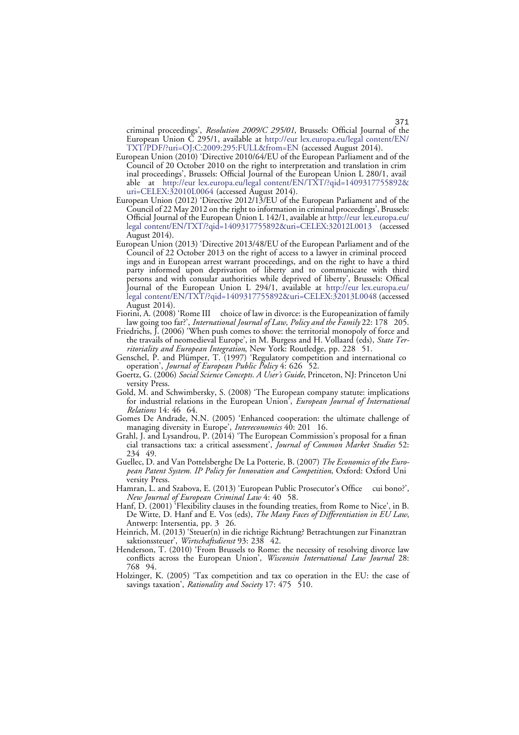criminal proceedings', *Resolution 2009/C 295/01*, Brussels: Official Journal of the European Union C 295/1, available at http://eur lex.europa.eu/legal content/EN/TXT/PDF/?uri=OJ:C:2009:295:FULL&from=EN (accessed August 2014).

European Union (2010) 'Directive 2010/64/EU of the European Parliament and of the Council of 20 October 2010 on the right to interpretation and translation in crim inal proceedings', Brussels: Official Journal of the European Union L 280/1, avail able at http://eur lex.europa.eu/legal content/EN/TXT/?qid=1409317755892&uri=CELEX:32010L0064 (accessed August 2014).

European Union (2012) 'Directive 2012/13/EU of the European Parliament and of the Council of 22 May 2012 on the right to information in criminal proceedings', Brussels: Official Journal of the European Union L 142/1, available at http://eur lex.europa.eu/legal content/EN/TXT/?qid=1409317755892&uri=CELEX:32012L0013 (accessed August 2014).

European Union (2013) 'Directive 2013/48/EU of the European Parliament and of the Council of 22 October 2013 on the right of access to a lawyer in criminal proceed ings and in European arrest warrant proceedings, and on the right to have a third party informed upon deprivation of liberty and to communicate with third persons and with consular authorities while deprived of liberty', Brussels: Offical Journal of the European Union L 294/1, available at http://eur lex.europa.eu/legal content/EN/TXT/?qid=1409317755892&uri=CELEX:32013L0048 (accessed August 2014).

Fiorini, A. (2008) 'Rome III choice of law in divorce: is the Europeanization of family law going too far?', *International Journal of Law, Policy and the Family* 22: 178 205.

Friedrichs, J. (2006) 'When push comes to shove: the territorial monopoly of force and the travails of neomedieval Europe', in M. Burgess and H. Vollaard (eds), *State Territoriality and European Integration*, New York: Routledge, pp. 228 51.

Genschel, P. and Plümper, T. (1997) 'Regulatory competition and international co operation', *Journal of European Public Policy* 4: 626 52.

Goertz, G. (2006) *Social Science Concepts. A User's Guide*, Princeton, NJ: Princeton Uni versity Press.

Gold, M. and Schwimbersky, S. (2008) 'The European company statute: implications for industrial relations in the European Union', *European Journal of International Relations* 14: 46 64.

Gomes De Andrade, N.N. (2005) 'Enhanced cooperation: the ultimate challenge of managing diversity in Europe', *Intereconomics* 40: 201 16.

Grahl, J. and Lysandrou, P. (2014) 'The European Commission's proposal for a finan cial transactions tax: a critical assessment', *Journal of Common Market Studies* 52: 234 49.

Guellec, D. and Van Pottelsberghe De La Potterie, B. (2007) *The Economics of the European Patent System. IP Policy for Innovation and Competition*, Oxford: Oxford Uni versity Press.

Hamran, L. and Szabova, E. (2013) 'European Public Prosecutor's Office cui bono?', *New Journal of European Criminal Law* 4: 40 58.

Hanf, D. (2001) 'Flexibility clauses in the founding treaties, from Rome to Nice', in B. De Witte, D. Hanf and E. Vos (eds), *The Many Faces of Differentiation in EU Law*, Antwerp: Intersentia, pp. 3 26.

Heinrich, M. (2013) 'Steuer(n) in die richtige Richtung? Betrachtungen zur Finanztran saktionssteuer', *Wirtschaftsdienst* 93: 238 42.

Henderson, T. (2010) 'From Brussels to Rome: the necessity of resolving divorce law conflicts across the European Union', *Wisconsin International Law Journal* 28: 768 94.

Holzinger, K. (2005) 'Tax competition and tax co operation in the EU: the case of savings taxation', *Rationality and Society* 17: 475 510.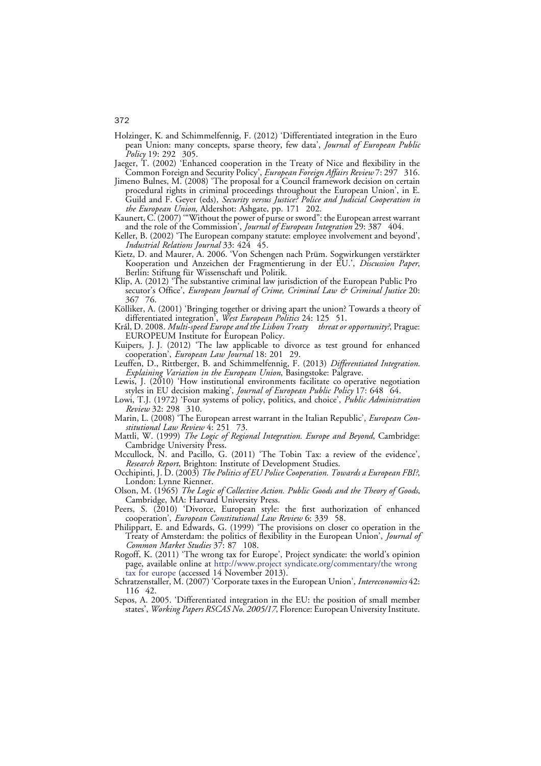Holzinger, K. and Schimmelfennig, F. (2012) 'Differentiated integration in the Euro pean Union: many concepts, sparse theory, few data', *Journal of European Public Policy* 19: 292 305.

Jaeger, T. (2002) 'Enhanced cooperation in the Treaty of Nice and flexibility in the Common Foreign and Security Policy', *European Foreign Affairs Review* 7: 297 316.

Jimeno Bulnes, M. (2008) 'The proposal for a Council framework decision on certain procedural rights in criminal proceedings throughout the European Union', in E. Guild and F. Geyer (eds), *Security versus Justice? Police and Judicial Cooperation in the European Union*, Aldershot: Ashgate, pp. 171 202.

Kaunert, C. (2007) '"Without the power of purse or sword": the European arrest warrant and the role of the Commission', *Journal of European Integration* 29: 387 404.

Keller, B. (2002) 'The European company statute: employee involvement and beyond', *Industrial Relations Journal* 33: 424 45.

Kietz, D. and Maurer, A. 2006. 'Von Schengen nach Prüm. Sogwirkungen verstärkter Kooperation und Anzeichen der Fragmentierung in der EU.', *Discussion Paper*, Berlin: Stiftung für Wissenschaft und Politik.

Klip, A. (2012) 'The substantive criminal law jurisdiction of the European Public Pro secutor's Office', *European Journal of Crime, Criminal Law & Criminal Justice* 20: 367 76.

Kölliker, A. (2001) 'Bringing together or driving apart the union? Towards a theory of differentiated integration', *West European Politics* 24: 125 51.

Král, D. 2008. *Multi-speed Europe and the Lisbon Treaty threat or opportunity?*, Prague: EUROPEUM Institute for European Policy.

Kuipers, J. J. (2012) 'The law applicable to divorce as test ground for enhanced cooperation', *European Law Journal* 18: 201 29.

Leuffen, D., Rittberger, B. and Schimmelfennig, F. (2013) *Differentiated Integration. Explaining Variation in the European Union*, Basingstoke: Palgrave.

Lewis, J. (2010) 'How institutional environments facilitate co operative negotiation styles in EU decision making', *Journal of European Public Policy* 17: 648 64.

Lowi, T.J. (1972) 'Four systems of policy, politics, and choice', *Public Administration Review* 32: 298 310.

Marin, L. (2008) 'The European arrest warrant in the Italian Republic', *European Constitutional Law Review* 4: 251 73.

Mattli, W. (1999) *The Logic of Regional Integration. Europe and Beyond*, Cambridge: Cambridge University Press.

Mccullock, N. and Pacillo, G. (2011) 'The Tobin Tax: a review of the evidence', *Research Report*, Brighton: Institute of Development Studies.

Occhipinti, J. D. (2003) *The Politics of EU Police Cooperation. Towards a European FBI?*, London: Lynne Rienner.

Olson, M. (1965) *The Logic of Collective Action. Public Goods and the Theory of Goods*, Cambridge, MA: Harvard University Press.

Peers, S. (2010) 'Divorce, European style: the first authorization of enhanced cooperation', *European Constitutional Law Review* 6: 339 58.

Philippart, E. and Edwards, G. (1999) 'The provisions on closer co operation in the Treaty of Amsterdam: the politics of flexibility in the European Union', *Journal of Common Market Studies* 37: 87 108.

Rogoff, K. (2011) 'The wrong tax for Europe', Project syndicate: the world's opinion page, available online at http://www.project syndicate.org/commentary/the wrong tax for europe (accessed 14 November 2013).

Schratzenstaller, M. (2007) 'Corporate taxes in the European Union', *Intereconomics* 42: 116 42.

Sepos, A. 2005. 'Differentiated integration in the EU: the position of small member states', *Working Papers RSCAS No. 2005/17*, Florence: European University Institute.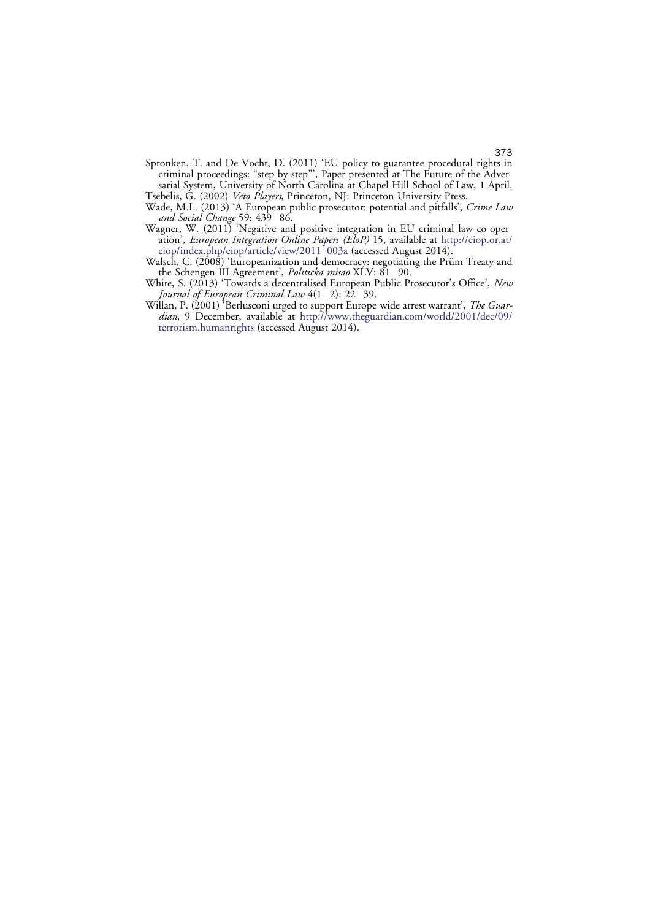Spronken, T. and De Vocht, D. (2011) 'EU policy to guarantee procedural rights in criminal proceedings: "step by step"', Paper presented at The Future of the Adver sarial System, University of North Carolina at Chapel Hill School of Law, 1 April.

Tsebelis, G. (2002) *Veto Players*, Princeton, NJ: Princeton University Press.

Wade, M.L. (2013) 'A European public prosecutor: potential and pitfalls', *Crime Law and Social Change* 59: 439 86.

Wagner, W. (2011) 'Negative and positive integration in EU criminal law co oper ation', *European Integration Online Papers (EIoP)* 15, available at http://eiop.or.at/eiop/index.php/eiop/article/view/2011 003a (accessed August 2014).

Walsch, C. (2008) 'Europeanization and democracy: negotiating the Prüm Treaty and the Schengen III Agreement', *Politicka misao* XLV: 81 90.

White, S. (2013) 'Towards a decentralised European Public Prosecutor's Office', *New Journal of European Criminal Law* 4(1 2): 22 39.

Willan, P. (2001) 'Berlusconi urged to support Europe wide arrest warrant', *The Guardian*, 9 December, available at http://www.theguardian.com/world/2001/dec/09/terrorism.humanrights (accessed August 2014).